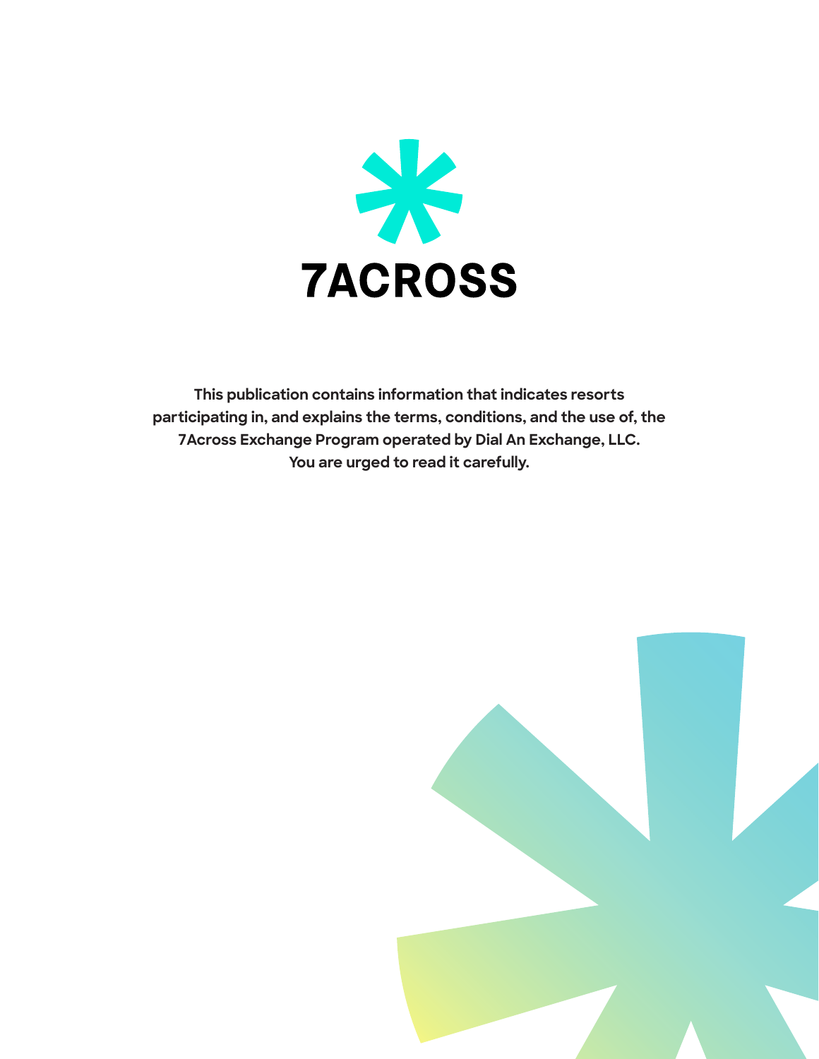# 7ACROSS

**This publication contains information that indicates resorts participating in, and explains the terms, conditions, and the use of, the 7Across Exchange Program operated by Dial An Exchange, LLC. You are urged to read it carefully.**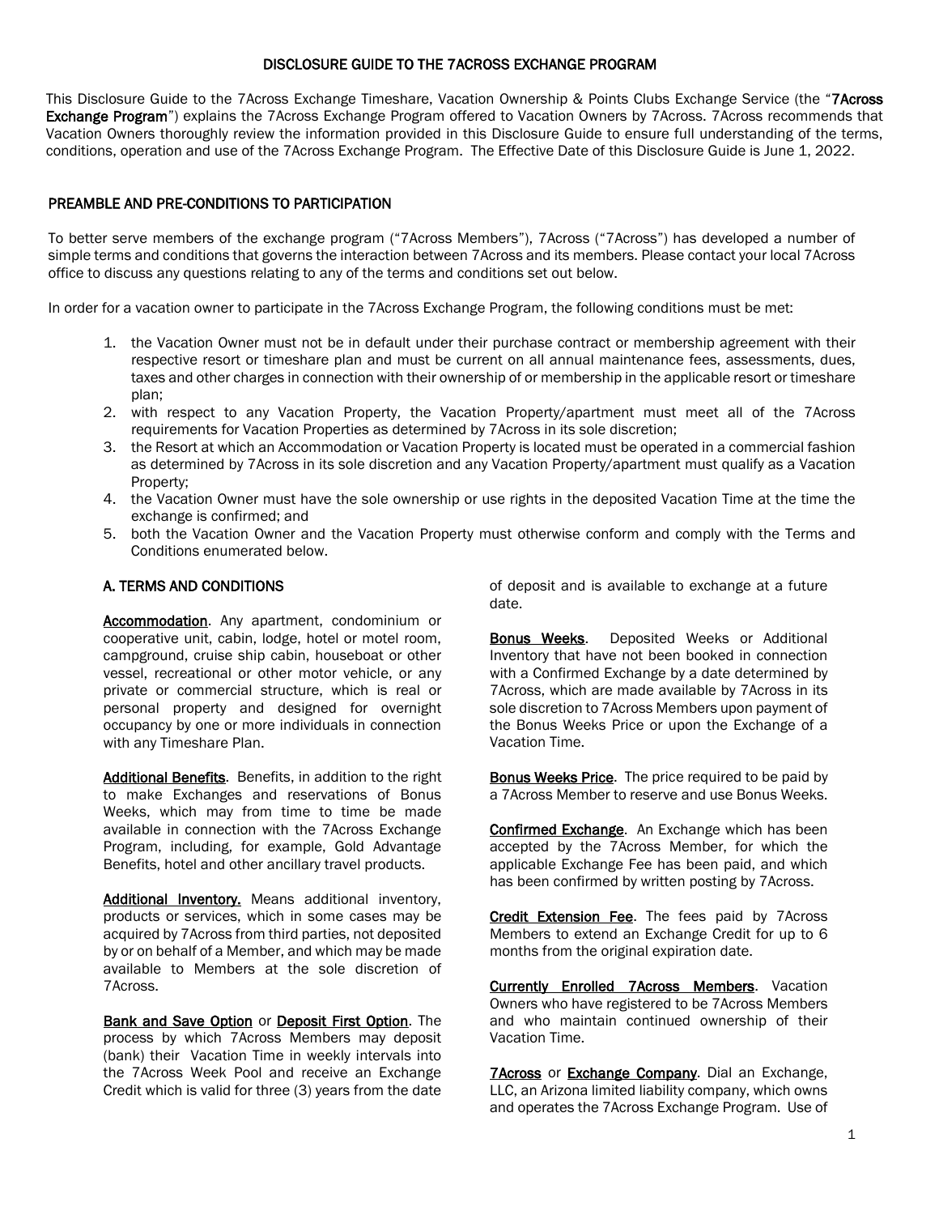# DISCLOSURE GUIDE TO THE 7ACROSS EXCHANGE PROGRAM

This Disclosure Guide to the 7Across Exchange Timeshare, Vacation Ownership & Points Clubs Exchange Service (the "**7Across Exchange Program**") explains the 7Across Exchange Program offered to Vacation Owners by 7Across. 7Across recommends that Vacation Owners thoroughly review the information provided in this Disclosure Guide to ensure full understanding of the terms, conditions, operation and use of the 7Across Exchange Program. The Effective Date of this Disclosure Guide is June 1, 2022.

## PREAMBLE AND PRE-CONDITIONS TO PARTICIPATION

To better serve members of the exchange program ("7Across Members"), 7Across ("7Across") has developed a number of simple terms and conditions that governs the interaction between 7Across and its members. Please contact your local 7Across office to discuss any questions relating to any of the terms and conditions set out below.

In order for a vacation owner to participate in the 7Across Exchange Program, the following conditions must be met:

1. the Vacation Owner must not be in default under their purchase contract or membership agreement with their respective resort or timeshare plan and must be current on all annual maintenance fees, assessments, dues, taxes and other charges in connection with their ownership of or membership in the applicable resort or timeshare plan;
2. with respect to any Vacation Property, the Vacation Property/apartment must meet all of the 7Across requirements for Vacation Properties as determined by 7Across in its sole discretion;
3. the Resort at which an Accommodation or Vacation Property is located must be operated in a commercial fashion as determined by 7Across in its sole discretion and any Vacation Property/apartment must qualify as a Vacation Property;
4. the Vacation Owner must have the sole ownership or use rights in the deposited Vacation Time at the time the exchange is confirmed; and
5. both the Vacation Owner and the Vacation Property must otherwise conform and comply with the Terms and Conditions enumerated below.

## A. TERMS AND CONDITIONS

**Accommodation**. Any apartment, condominium or cooperative unit, cabin, lodge, hotel or motel room, campground, cruise ship cabin, houseboat or other vessel, recreational or other motor vehicle, or any private or commercial structure, which is real or personal property and designed for overnight occupancy by one or more individuals in connection with any Timeshare Plan.

**Additional Benefits**. Benefits, in addition to the right to make Exchanges and reservations of Bonus Weeks, which may from time to time be made available in connection with the 7Across Exchange Program, including, for example, Gold Advantage Benefits, hotel and other ancillary travel products.

**Additional Inventory.** Means additional inventory, products or services, which in some cases may be acquired by 7Across from third parties, not deposited by or on behalf of a Member, and which may be made available to Members at the sole discretion of 7Across.

**Bank and Save Option** or **Deposit First Option**. The process by which 7Across Members may deposit (bank) their Vacation Time in weekly intervals into the 7Across Week Pool and receive an Exchange Credit which is valid for three (3) years from the date of deposit and is available to exchange at a future date.

**Bonus Weeks**. Deposited Weeks or Additional Inventory that have not been booked in connection with a Confirmed Exchange by a date determined by 7Across, which are made available by 7Across in its sole discretion to 7Across Members upon payment of the Bonus Weeks Price or upon the Exchange of a Vacation Time.

**Bonus Weeks Price**. The price required to be paid by a 7Across Member to reserve and use Bonus Weeks.

**Confirmed Exchange**. An Exchange which has been accepted by the 7Across Member, for which the applicable Exchange Fee has been paid, and which has been confirmed by written posting by 7Across.

**Credit Extension Fee**. The fees paid by 7Across Members to extend an Exchange Credit for up to 6 months from the original expiration date.

**Currently Enrolled 7Across Members**. Vacation Owners who have registered to be 7Across Members and who maintain continued ownership of their Vacation Time.

**7Across** or **Exchange Company**. Dial an Exchange, LLC, an Arizona limited liability company, which owns and operates the 7Across Exchange Program. Use of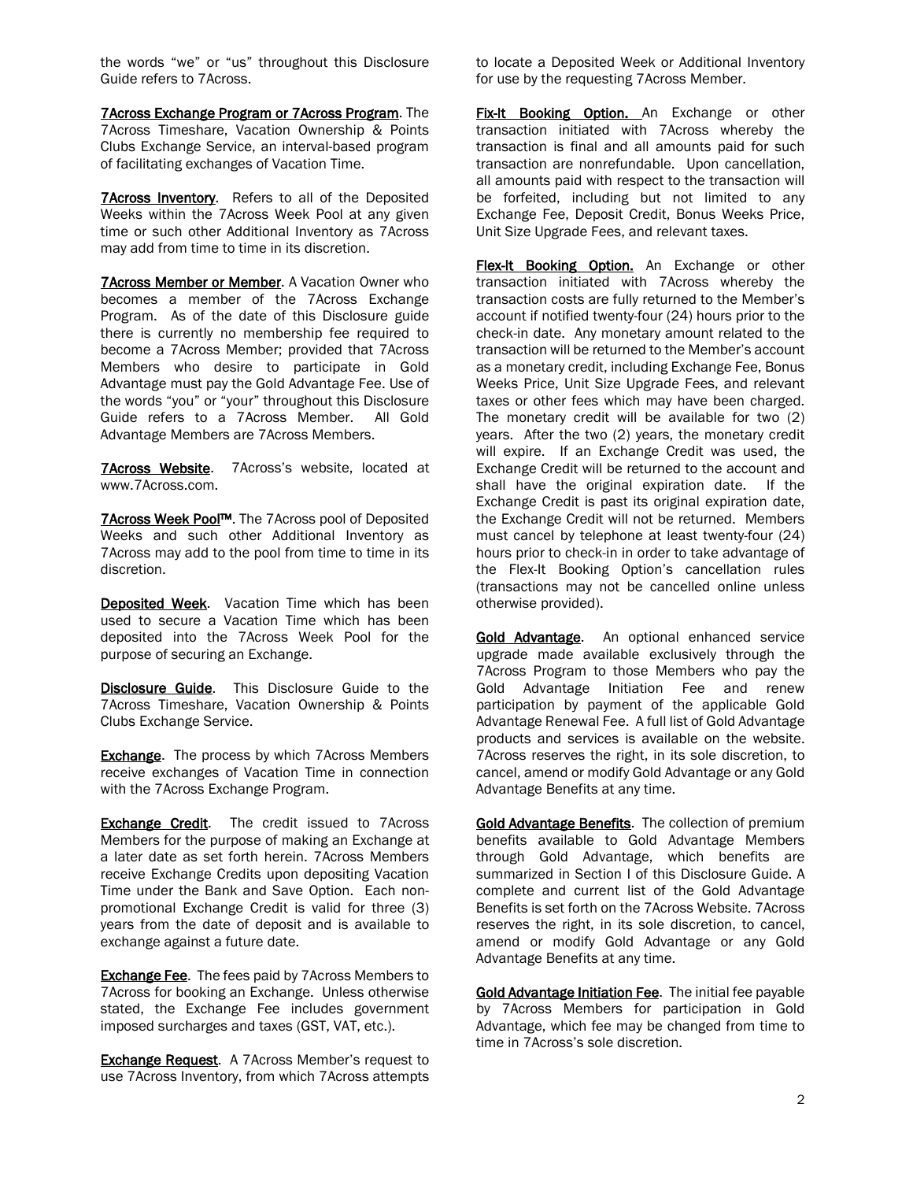the words "we" or "us" throughout this Disclosure Guide refers to 7Across.

**7Across Exchange Program or 7Across Program**. The 7Across Timeshare, Vacation Ownership & Points Clubs Exchange Service, an interval-based program of facilitating exchanges of Vacation Time.

**7Across Inventory**. Refers to all of the Deposited Weeks within the 7Across Week Pool at any given time or such other Additional Inventory as 7Across may add from time to time in its discretion.

**7Across Member or Member**. A Vacation Owner who becomes a member of the 7Across Exchange Program. As of the date of this Disclosure guide there is currently no membership fee required to become a 7Across Member; provided that 7Across Members who desire to participate in Gold Advantage must pay the Gold Advantage Fee. Use of the words "you" or "your" throughout this Disclosure Guide refers to a 7Across Member. All Gold Advantage Members are 7Across Members.

**7Across Website**. 7Across's website, located at www.7Across.com.

**7Across Week Pool™**. The 7Across pool of Deposited Weeks and such other Additional Inventory as 7Across may add to the pool from time to time in its discretion.

**Deposited Week**. Vacation Time which has been used to secure a Vacation Time which has been deposited into the 7Across Week Pool for the purpose of securing an Exchange.

**Disclosure Guide**. This Disclosure Guide to the 7Across Timeshare, Vacation Ownership & Points Clubs Exchange Service.

**Exchange**. The process by which 7Across Members receive exchanges of Vacation Time in connection with the 7Across Exchange Program.

**Exchange Credit**. The credit issued to 7Across Members for the purpose of making an Exchange at a later date as set forth herein. 7Across Members receive Exchange Credits upon depositing Vacation Time under the Bank and Save Option. Each non-promotional Exchange Credit is valid for three (3) years from the date of deposit and is available to exchange against a future date.

**Exchange Fee**. The fees paid by 7Across Members to 7Across for booking an Exchange. Unless otherwise stated, the Exchange Fee includes government imposed surcharges and taxes (GST, VAT, etc.).

**Exchange Request**. A 7Across Member's request to use 7Across Inventory, from which 7Across attempts to locate a Deposited Week or Additional Inventory for use by the requesting 7Across Member.

**Fix-It Booking Option.** An Exchange or other transaction initiated with 7Across whereby the transaction is final and all amounts paid for such transaction are nonrefundable. Upon cancellation, all amounts paid with respect to the transaction will be forfeited, including but not limited to any Exchange Fee, Deposit Credit, Bonus Weeks Price, Unit Size Upgrade Fees, and relevant taxes.

**Flex-It Booking Option.** An Exchange or other transaction initiated with 7Across whereby the transaction costs are fully returned to the Member's account if notified twenty-four (24) hours prior to the check-in date. Any monetary amount related to the transaction will be returned to the Member's account as a monetary credit, including Exchange Fee, Bonus Weeks Price, Unit Size Upgrade Fees, and relevant taxes or other fees which may have been charged. The monetary credit will be available for two (2) years. After the two (2) years, the monetary credit will expire. If an Exchange Credit was used, the Exchange Credit will be returned to the account and shall have the original expiration date. If the Exchange Credit is past its original expiration date, the Exchange Credit will not be returned. Members must cancel by telephone at least twenty-four (24) hours prior to check-in in order to take advantage of the Flex-It Booking Option's cancellation rules (transactions may not be cancelled online unless otherwise provided).

**Gold Advantage**. An optional enhanced service upgrade made available exclusively through the 7Across Program to those Members who pay the Gold Advantage Initiation Fee and renew participation by payment of the applicable Gold Advantage Renewal Fee. A full list of Gold Advantage products and services is available on the website. 7Across reserves the right, in its sole discretion, to cancel, amend or modify Gold Advantage or any Gold Advantage Benefits at any time.

**Gold Advantage Benefits**. The collection of premium benefits available to Gold Advantage Members through Gold Advantage, which benefits are summarized in Section I of this Disclosure Guide. A complete and current list of the Gold Advantage Benefits is set forth on the 7Across Website. 7Across reserves the right, in its sole discretion, to cancel, amend or modify Gold Advantage or any Gold Advantage Benefits at any time.

**Gold Advantage Initiation Fee**. The initial fee payable by 7Across Members for participation in Gold Advantage, which fee may be changed from time to time in 7Across's sole discretion.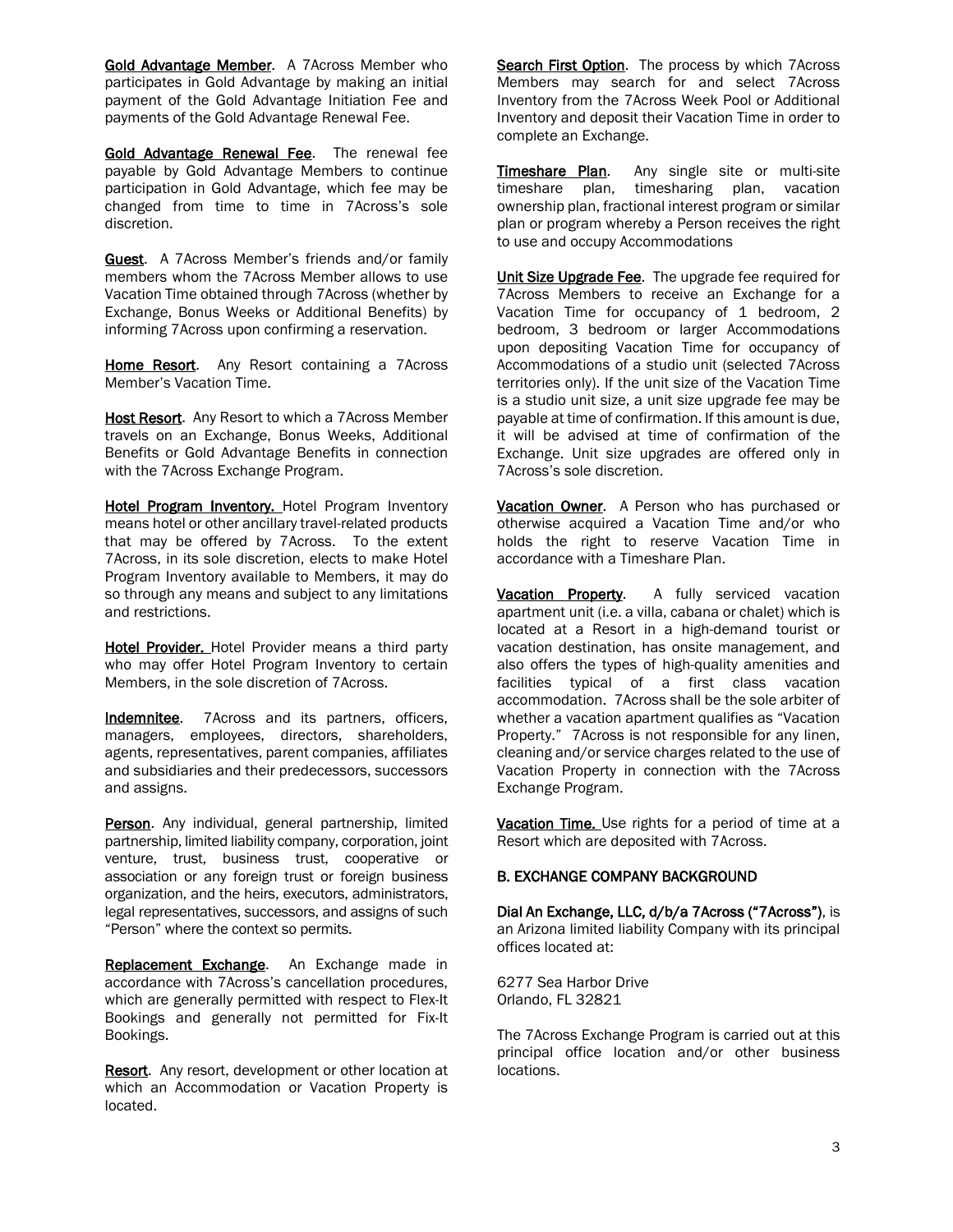**Gold Advantage Member**. A 7Across Member who participates in Gold Advantage by making an initial payment of the Gold Advantage Initiation Fee and payments of the Gold Advantage Renewal Fee.

**Gold Advantage Renewal Fee**. The renewal fee payable by Gold Advantage Members to continue participation in Gold Advantage, which fee may be changed from time to time in 7Across's sole discretion.

**Guest**. A 7Across Member's friends and/or family members whom the 7Across Member allows to use Vacation Time obtained through 7Across (whether by Exchange, Bonus Weeks or Additional Benefits) by informing 7Across upon confirming a reservation.

**Home Resort**. Any Resort containing a 7Across Member's Vacation Time.

**Host Resort**. Any Resort to which a 7Across Member travels on an Exchange, Bonus Weeks, Additional Benefits or Gold Advantage Benefits in connection with the 7Across Exchange Program.

**Hotel Program Inventory.** Hotel Program Inventory means hotel or other ancillary travel-related products that may be offered by 7Across. To the extent 7Across, in its sole discretion, elects to make Hotel Program Inventory available to Members, it may do so through any means and subject to any limitations and restrictions.

**Hotel Provider.** Hotel Provider means a third party who may offer Hotel Program Inventory to certain Members, in the sole discretion of 7Across.

**Indemnitee**. 7Across and its partners, officers, managers, employees, directors, shareholders, agents, representatives, parent companies, affiliates and subsidiaries and their predecessors, successors and assigns.

**Person**. Any individual, general partnership, limited partnership, limited liability company, corporation, joint venture, trust, business trust, cooperative or association or any foreign trust or foreign business organization, and the heirs, executors, administrators, legal representatives, successors, and assigns of such "Person" where the context so permits.

**Replacement Exchange**. An Exchange made in accordance with 7Across's cancellation procedures, which are generally permitted with respect to Flex-It Bookings and generally not permitted for Fix-It Bookings.

**Resort**. Any resort, development or other location at which an Accommodation or Vacation Property is located.

**Search First Option**. The process by which 7Across Members may search for and select 7Across Inventory from the 7Across Week Pool or Additional Inventory and deposit their Vacation Time in order to complete an Exchange.

**Timeshare Plan**. Any single site or multi-site timeshare plan, timesharing plan, vacation ownership plan, fractional interest program or similar plan or program whereby a Person receives the right to use and occupy Accommodations

**Unit Size Upgrade Fee**. The upgrade fee required for 7Across Members to receive an Exchange for a Vacation Time for occupancy of 1 bedroom, 2 bedroom, 3 bedroom or larger Accommodations upon depositing Vacation Time for occupancy of Accommodations of a studio unit (selected 7Across territories only). If the unit size of the Vacation Time is a studio unit size, a unit size upgrade fee may be payable at time of confirmation. If this amount is due, it will be advised at time of confirmation of the Exchange. Unit size upgrades are offered only in 7Across's sole discretion.

**Vacation Owner**. A Person who has purchased or otherwise acquired a Vacation Time and/or who holds the right to reserve Vacation Time in accordance with a Timeshare Plan.

**Vacation Property**. A fully serviced vacation apartment unit (i.e. a villa, cabana or chalet) which is located at a Resort in a high-demand tourist or vacation destination, has onsite management, and also offers the types of high-quality amenities and facilities typical of a first class vacation accommodation. 7Across shall be the sole arbiter of whether a vacation apartment qualifies as "Vacation Property." 7Across is not responsible for any linen, cleaning and/or service charges related to the use of Vacation Property in connection with the 7Across Exchange Program.

**Vacation Time.** Use rights for a period of time at a Resort which are deposited with 7Across.

## B. EXCHANGE COMPANY BACKGROUND

**Dial An Exchange, LLC, d/b/a 7Across ("7Across")**, is an Arizona limited liability Company with its principal offices located at:

6277 Sea Harbor Drive
Orlando, FL 32821

The 7Across Exchange Program is carried out at this principal office location and/or other business locations.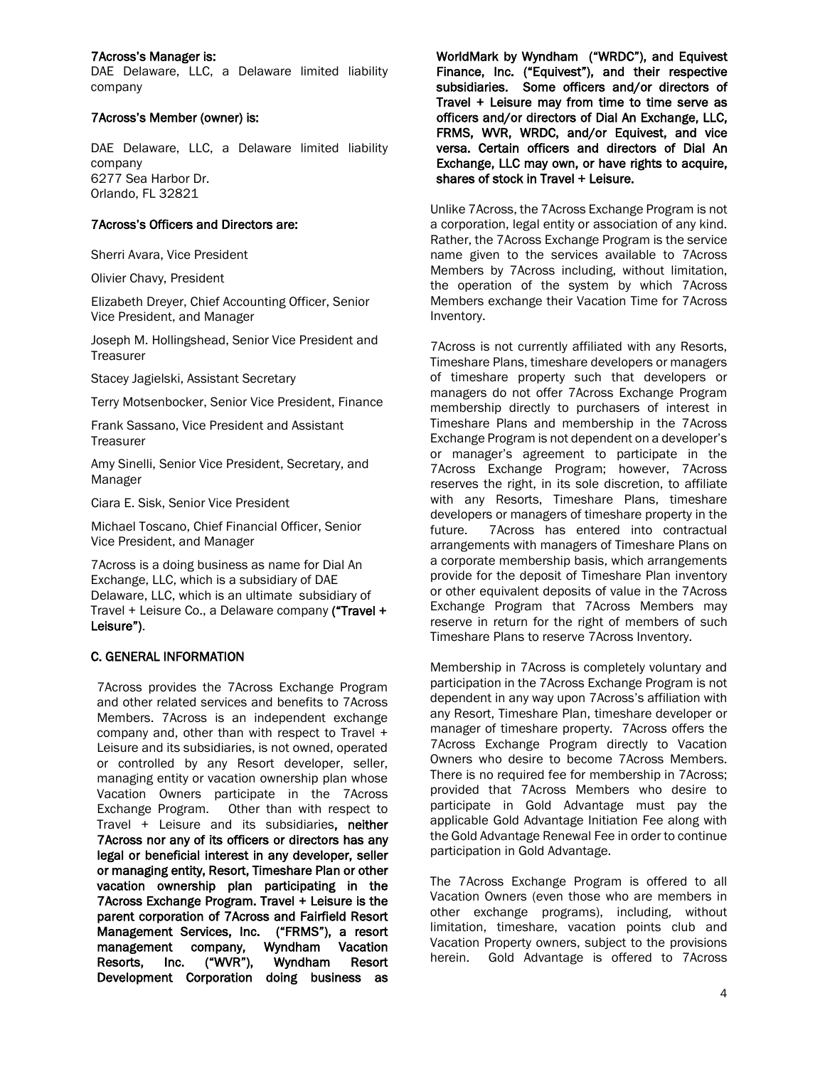**7Across's Manager is:**

DAE Delaware, LLC, a Delaware limited liability company

**7Across's Member (owner) is:**

DAE Delaware, LLC, a Delaware limited liability company
6277 Sea Harbor Dr.
Orlando, FL 32821

**7Across's Officers and Directors are:**

Sherri Avara, Vice President

Olivier Chavy, President

Elizabeth Dreyer, Chief Accounting Officer, Senior Vice President, and Manager

Joseph M. Hollingshead, Senior Vice President and Treasurer

Stacey Jagielski, Assistant Secretary

Terry Motsenbocker, Senior Vice President, Finance

Frank Sassano, Vice President and Assistant Treasurer

Amy Sinelli, Senior Vice President, Secretary, and Manager

Ciara E. Sisk, Senior Vice President

Michael Toscano, Chief Financial Officer, Senior Vice President, and Manager

7Across is a doing business as name for Dial An Exchange, LLC, which is a subsidiary of DAE Delaware, LLC, which is an ultimate subsidiary of Travel + Leisure Co., a Delaware company **("Travel + Leisure")**.

## C. GENERAL INFORMATION

7Across provides the 7Across Exchange Program and other related services and benefits to 7Across Members. 7Across is an independent exchange company and, other than with respect to Travel + Leisure and its subsidiaries, is not owned, operated or controlled by any Resort developer, seller, managing entity or vacation ownership plan whose Vacation Owners participate in the 7Across Exchange Program. Other than with respect to Travel + Leisure and its subsidiaries**, neither 7Across nor any of its officers or directors has any legal or beneficial interest in any developer, seller or managing entity, Resort, Timeshare Plan or other vacation ownership plan participating in the 7Across Exchange Program. Travel + Leisure is the parent corporation of 7Across and Fairfield Resort Management Services, Inc. ("FRMS"), a resort management company, Wyndham Vacation Resorts, Inc. ("WVR"), Wyndham Resort Development Corporation doing business as WorldMark by Wyndham ("WRDC"), and Equivest Finance, Inc. ("Equivest"), and their respective subsidiaries. Some officers and/or directors of Travel + Leisure may from time to time serve as officers and/or directors of Dial An Exchange, LLC, FRMS, WVR, WRDC, and/or Equivest, and vice versa. Certain officers and directors of Dial An Exchange, LLC may own, or have rights to acquire, shares of stock in Travel + Leisure.**

Unlike 7Across, the 7Across Exchange Program is not a corporation, legal entity or association of any kind. Rather, the 7Across Exchange Program is the service name given to the services available to 7Across Members by 7Across including, without limitation, the operation of the system by which 7Across Members exchange their Vacation Time for 7Across Inventory.

7Across is not currently affiliated with any Resorts, Timeshare Plans, timeshare developers or managers of timeshare property such that developers or managers do not offer 7Across Exchange Program membership directly to purchasers of interest in Timeshare Plans and membership in the 7Across Exchange Program is not dependent on a developer's or manager's agreement to participate in the 7Across Exchange Program; however, 7Across reserves the right, in its sole discretion, to affiliate with any Resorts, Timeshare Plans, timeshare developers or managers of timeshare property in the future. 7Across has entered into contractual arrangements with managers of Timeshare Plans on a corporate membership basis, which arrangements provide for the deposit of Timeshare Plan inventory or other equivalent deposits of value in the 7Across Exchange Program that 7Across Members may reserve in return for the right of members of such Timeshare Plans to reserve 7Across Inventory.

Membership in 7Across is completely voluntary and participation in the 7Across Exchange Program is not dependent in any way upon 7Across's affiliation with any Resort, Timeshare Plan, timeshare developer or manager of timeshare property. 7Across offers the 7Across Exchange Program directly to Vacation Owners who desire to become 7Across Members. There is no required fee for membership in 7Across; provided that 7Across Members who desire to participate in Gold Advantage must pay the applicable Gold Advantage Initiation Fee along with the Gold Advantage Renewal Fee in order to continue participation in Gold Advantage.

The 7Across Exchange Program is offered to all Vacation Owners (even those who are members in other exchange programs), including, without limitation, timeshare, vacation points club and Vacation Property owners, subject to the provisions herein. Gold Advantage is offered to 7Across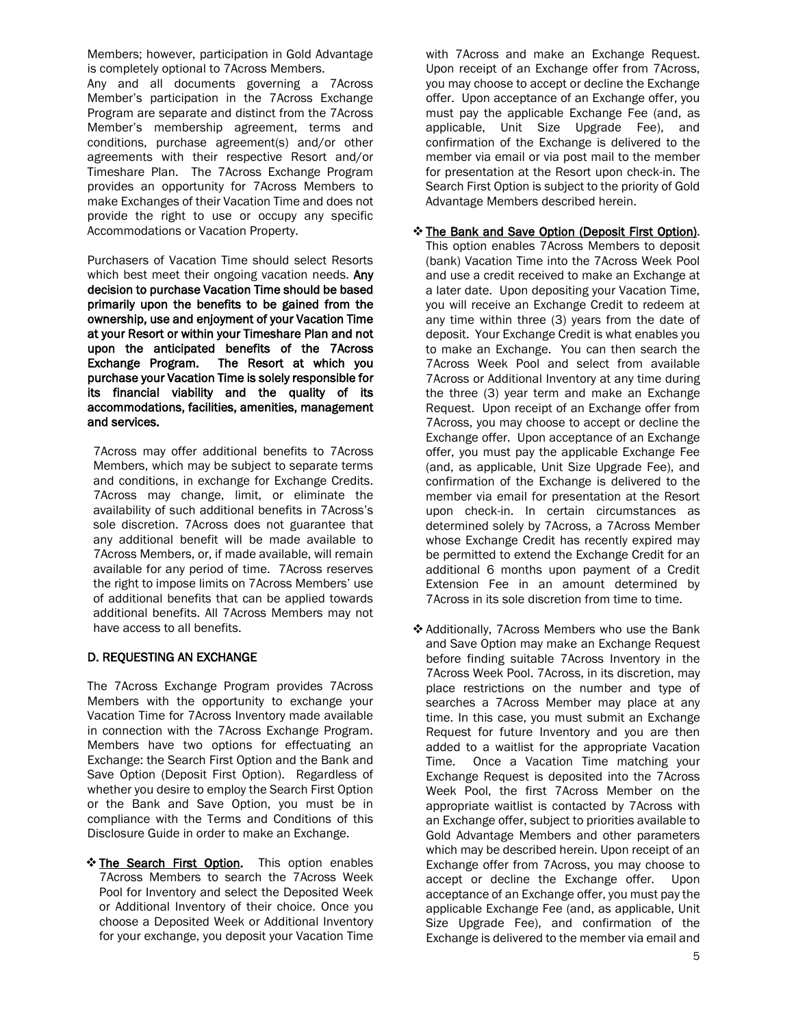Members; however, participation in Gold Advantage is completely optional to 7Across Members.

Any and all documents governing a 7Across Member's participation in the 7Across Exchange Program are separate and distinct from the 7Across Member's membership agreement, terms and conditions, purchase agreement(s) and/or other agreements with their respective Resort and/or Timeshare Plan. The 7Across Exchange Program provides an opportunity for 7Across Members to make Exchanges of their Vacation Time and does not provide the right to use or occupy any specific Accommodations or Vacation Property.

Purchasers of Vacation Time should select Resorts which best meet their ongoing vacation needs. **Any decision to purchase Vacation Time should be based primarily upon the benefits to be gained from the ownership, use and enjoyment of your Vacation Time at your Resort or within your Timeshare Plan and not upon the anticipated benefits of the 7Across Exchange Program. The Resort at which you purchase your Vacation Time is solely responsible for its financial viability and the quality of its accommodations, facilities, amenities, management and services.**

7Across may offer additional benefits to 7Across Members, which may be subject to separate terms and conditions, in exchange for Exchange Credits. 7Across may change, limit, or eliminate the availability of such additional benefits in 7Across's sole discretion. 7Across does not guarantee that any additional benefit will be made available to 7Across Members, or, if made available, will remain available for any period of time. 7Across reserves the right to impose limits on 7Across Members' use of additional benefits that can be applied towards additional benefits. All 7Across Members may not have access to all benefits.

## D. REQUESTING AN EXCHANGE

The 7Across Exchange Program provides 7Across Members with the opportunity to exchange your Vacation Time for 7Across Inventory made available in connection with the 7Across Exchange Program. Members have two options for effectuating an Exchange: the Search First Option and the Bank and Save Option (Deposit First Option). Regardless of whether you desire to employ the Search First Option or the Bank and Save Option, you must be in compliance with the Terms and Conditions of this Disclosure Guide in order to make an Exchange.

- **The Search First Option.** This option enables 7Across Members to search the 7Across Week Pool for Inventory and select the Deposited Week or Additional Inventory of their choice. Once you choose a Deposited Week or Additional Inventory for your exchange, you deposit your Vacation Time with 7Across and make an Exchange Request. Upon receipt of an Exchange offer from 7Across, you may choose to accept or decline the Exchange offer. Upon acceptance of an Exchange offer, you must pay the applicable Exchange Fee (and, as applicable, Unit Size Upgrade Fee), and confirmation of the Exchange is delivered to the member via email or via post mail to the member for presentation at the Resort upon check-in. The Search First Option is subject to the priority of Gold Advantage Members described herein.

- **The Bank and Save Option (Deposit First Option).** This option enables 7Across Members to deposit (bank) Vacation Time into the 7Across Week Pool and use a credit received to make an Exchange at a later date. Upon depositing your Vacation Time, you will receive an Exchange Credit to redeem at any time within three (3) years from the date of deposit. Your Exchange Credit is what enables you to make an Exchange. You can then search the 7Across Week Pool and select from available 7Across or Additional Inventory at any time during the three (3) year term and make an Exchange Request. Upon receipt of an Exchange offer from 7Across, you may choose to accept or decline the Exchange offer. Upon acceptance of an Exchange offer, you must pay the applicable Exchange Fee (and, as applicable, Unit Size Upgrade Fee), and confirmation of the Exchange is delivered to the member via email for presentation at the Resort upon check-in. In certain circumstances as determined solely by 7Across, a 7Across Member whose Exchange Credit has recently expired may be permitted to extend the Exchange Credit for an additional 6 months upon payment of a Credit Extension Fee in an amount determined by 7Across in its sole discretion from time to time.

- Additionally, 7Across Members who use the Bank and Save Option may make an Exchange Request before finding suitable 7Across Inventory in the 7Across Week Pool. 7Across, in its discretion, may place restrictions on the number and type of searches a 7Across Member may place at any time. In this case, you must submit an Exchange Request for future Inventory and you are then added to a waitlist for the appropriate Vacation Time. Once a Vacation Time matching your Exchange Request is deposited into the 7Across Week Pool, the first 7Across Member on the appropriate waitlist is contacted by 7Across with an Exchange offer, subject to priorities available to Gold Advantage Members and other parameters which may be described herein. Upon receipt of an Exchange offer from 7Across, you may choose to accept or decline the Exchange offer. Upon acceptance of an Exchange offer, you must pay the applicable Exchange Fee (and, as applicable, Unit Size Upgrade Fee), and confirmation of the Exchange is delivered to the member via email and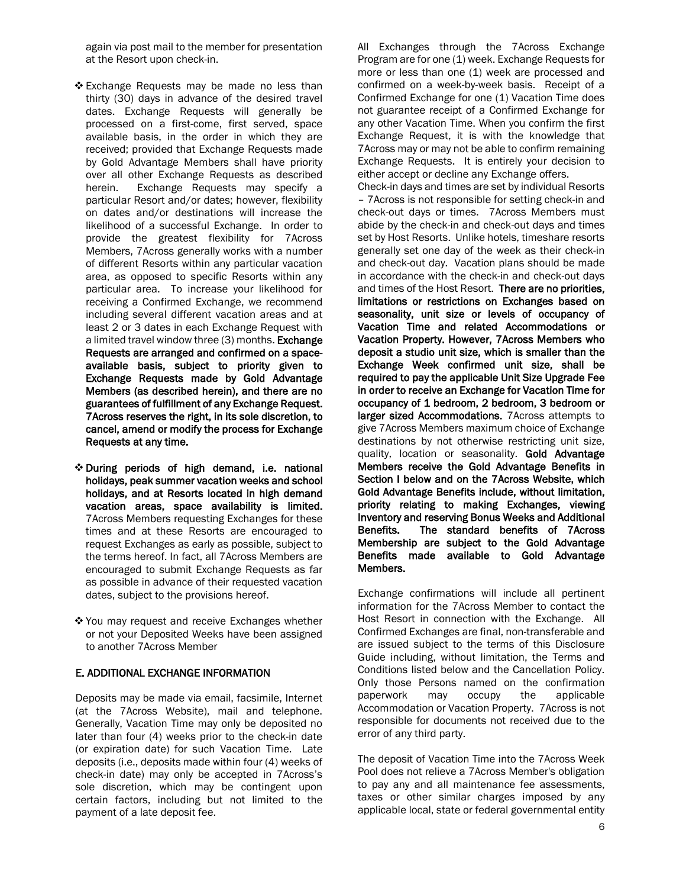again via post mail to the member for presentation at the Resort upon check-in.

- Exchange Requests may be made no less than thirty (30) days in advance of the desired travel dates. Exchange Requests will generally be processed on a first-come, first served, space available basis, in the order in which they are received; provided that Exchange Requests made by Gold Advantage Members shall have priority over all other Exchange Requests as described herein. Exchange Requests may specify a particular Resort and/or dates; however, flexibility on dates and/or destinations will increase the likelihood of a successful Exchange. In order to provide the greatest flexibility for 7Across Members, 7Across generally works with a number of different Resorts within any particular vacation area, as opposed to specific Resorts within any particular area. To increase your likelihood for receiving a Confirmed Exchange, we recommend including several different vacation areas and at least 2 or 3 dates in each Exchange Request with a limited travel window three (3) months. **Exchange Requests are arranged and confirmed on a space-available basis, subject to priority given to Exchange Requests made by Gold Advantage Members (as described herein), and there are no guarantees of fulfillment of any Exchange Request. 7Across reserves the right, in its sole discretion, to cancel, amend or modify the process for Exchange Requests at any time.**

- **During periods of high demand, i.e. national holidays, peak summer vacation weeks and school holidays, and at Resorts located in high demand vacation areas, space availability is limited.** 7Across Members requesting Exchanges for these times and at these Resorts are encouraged to request Exchanges as early as possible, subject to the terms hereof. In fact, all 7Across Members are encouraged to submit Exchange Requests as far as possible in advance of their requested vacation dates, subject to the provisions hereof.

- You may request and receive Exchanges whether or not your Deposited Weeks have been assigned to another 7Across Member

## E. ADDITIONAL EXCHANGE INFORMATION

Deposits may be made via email, facsimile, Internet (at the 7Across Website), mail and telephone. Generally, Vacation Time may only be deposited no later than four (4) weeks prior to the check-in date (or expiration date) for such Vacation Time. Late deposits (i.e., deposits made within four (4) weeks of check-in date) may only be accepted in 7Across's sole discretion, which may be contingent upon certain factors, including but not limited to the payment of a late deposit fee.

All Exchanges through the 7Across Exchange Program are for one (1) week. Exchange Requests for more or less than one (1) week are processed and confirmed on a week-by-week basis. Receipt of a Confirmed Exchange for one (1) Vacation Time does not guarantee receipt of a Confirmed Exchange for any other Vacation Time. When you confirm the first Exchange Request, it is with the knowledge that 7Across may or may not be able to confirm remaining Exchange Requests. It is entirely your decision to either accept or decline any Exchange offers.

Check-in days and times are set by individual Resorts – 7Across is not responsible for setting check-in and check-out days or times. 7Across Members must abide by the check-in and check-out days and times set by Host Resorts. Unlike hotels, timeshare resorts generally set one day of the week as their check-in and check-out day. Vacation plans should be made in accordance with the check-in and check-out days and times of the Host Resort. **There are no priorities, limitations or restrictions on Exchanges based on seasonality, unit size or levels of occupancy of Vacation Time and related Accommodations or Vacation Property. However, 7Across Members who deposit a studio unit size, which is smaller than the Exchange Week confirmed unit size, shall be required to pay the applicable Unit Size Upgrade Fee in order to receive an Exchange for Vacation Time for occupancy of 1 bedroom, 2 bedroom, 3 bedroom or larger sized Accommodations.** 7Across attempts to give 7Across Members maximum choice of Exchange destinations by not otherwise restricting unit size, quality, location or seasonality. **Gold Advantage Members receive the Gold Advantage Benefits in Section I below and on the 7Across Website, which Gold Advantage Benefits include, without limitation, priority relating to making Exchanges, viewing Inventory and reserving Bonus Weeks and Additional Benefits. The standard benefits of 7Across Membership are subject to the Gold Advantage Benefits made available to Gold Advantage Members.**

Exchange confirmations will include all pertinent information for the 7Across Member to contact the Host Resort in connection with the Exchange. All Confirmed Exchanges are final, non-transferable and are issued subject to the terms of this Disclosure Guide including, without limitation, the Terms and Conditions listed below and the Cancellation Policy. Only those Persons named on the confirmation paperwork may occupy the applicable Accommodation or Vacation Property. 7Across is not responsible for documents not received due to the error of any third party.

The deposit of Vacation Time into the 7Across Week Pool does not relieve a 7Across Member's obligation to pay any and all maintenance fee assessments, taxes or other similar charges imposed by any applicable local, state or federal governmental entity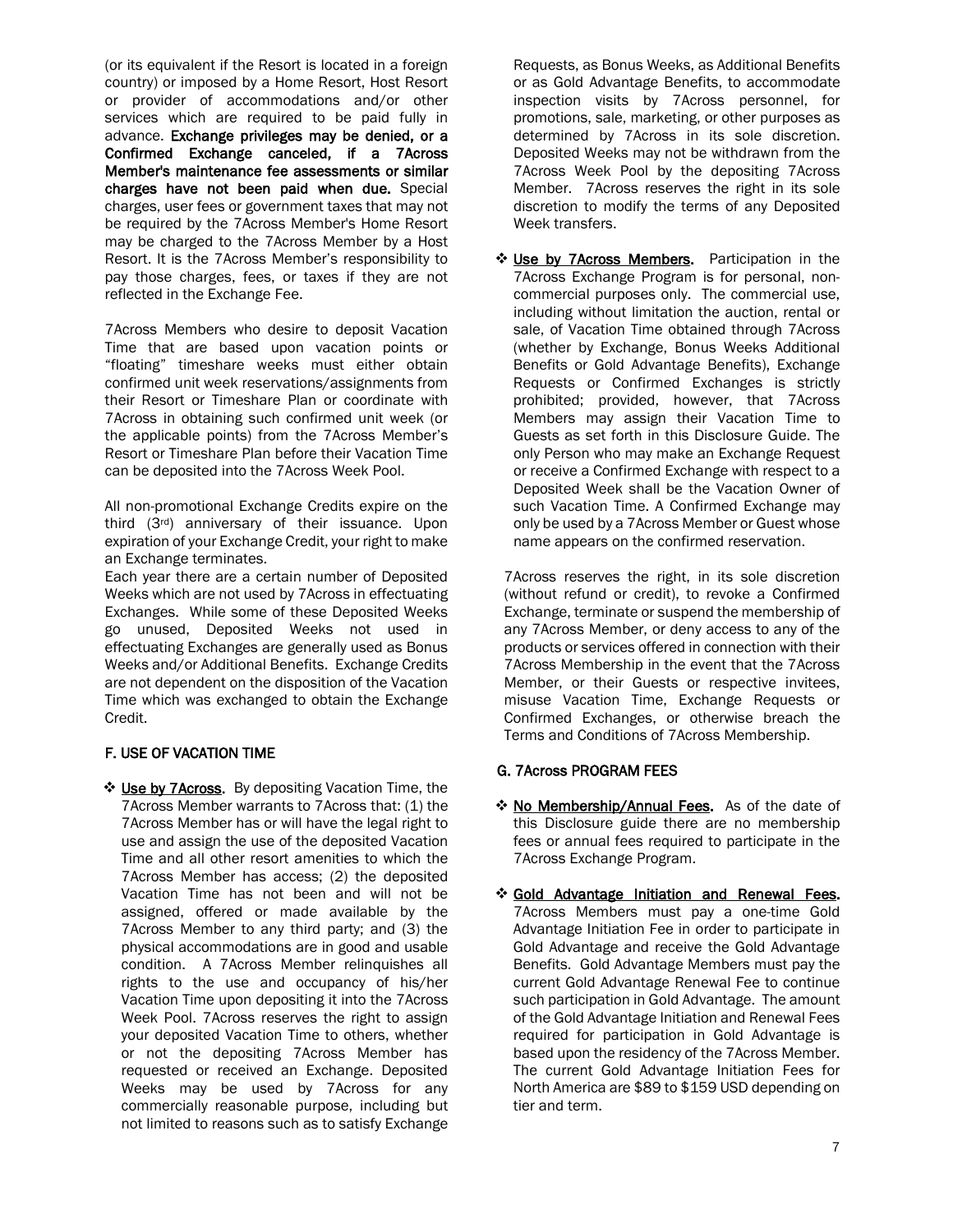(or its equivalent if the Resort is located in a foreign country) or imposed by a Home Resort, Host Resort or provider of accommodations and/or other services which are required to be paid fully in advance. **Exchange privileges may be denied, or a Confirmed Exchange canceled, if a 7Across Member's maintenance fee assessments or similar charges have not been paid when due.** Special charges, user fees or government taxes that may not be required by the 7Across Member's Home Resort may be charged to the 7Across Member by a Host Resort. It is the 7Across Member's responsibility to pay those charges, fees, or taxes if they are not reflected in the Exchange Fee.

7Across Members who desire to deposit Vacation Time that are based upon vacation points or "floating" timeshare weeks must either obtain confirmed unit week reservations/assignments from their Resort or Timeshare Plan or coordinate with 7Across in obtaining such confirmed unit week (or the applicable points) from the 7Across Member's Resort or Timeshare Plan before their Vacation Time can be deposited into the 7Across Week Pool.

All non-promotional Exchange Credits expire on the third (3rd) anniversary of their issuance. Upon expiration of your Exchange Credit, your right to make an Exchange terminates.

Each year there are a certain number of Deposited Weeks which are not used by 7Across in effectuating Exchanges. While some of these Deposited Weeks go unused, Deposited Weeks not used in effectuating Exchanges are generally used as Bonus Weeks and/or Additional Benefits. Exchange Credits are not dependent on the disposition of the Vacation Time which was exchanged to obtain the Exchange Credit.

## F. USE OF VACATION TIME

❖ Use by 7Across. By depositing Vacation Time, the 7Across Member warrants to 7Across that: (1) the 7Across Member has or will have the legal right to use and assign the use of the deposited Vacation Time and all other resort amenities to which the 7Across Member has access; (2) the deposited Vacation Time has not been and will not be assigned, offered or made available by the 7Across Member to any third party; and (3) the physical accommodations are in good and usable condition. A 7Across Member relinquishes all rights to the use and occupancy of his/her Vacation Time upon depositing it into the 7Across Week Pool. 7Across reserves the right to assign your deposited Vacation Time to others, whether or not the depositing 7Across Member has requested or received an Exchange. Deposited Weeks may be used by 7Across for any commercially reasonable purpose, including but not limited to reasons such as to satisfy Exchange Requests, as Bonus Weeks, as Additional Benefits or as Gold Advantage Benefits, to accommodate inspection visits by 7Across personnel, for promotions, sale, marketing, or other purposes as determined by 7Across in its sole discretion. Deposited Weeks may not be withdrawn from the 7Across Week Pool by the depositing 7Across Member. 7Across reserves the right in its sole discretion to modify the terms of any Deposited Week transfers.

❖ Use by 7Across Members. Participation in the 7Across Exchange Program is for personal, non-commercial purposes only. The commercial use, including without limitation the auction, rental or sale, of Vacation Time obtained through 7Across (whether by Exchange, Bonus Weeks Additional Benefits or Gold Advantage Benefits), Exchange Requests or Confirmed Exchanges is strictly prohibited; provided, however, that 7Across Members may assign their Vacation Time to Guests as set forth in this Disclosure Guide. The only Person who may make an Exchange Request or receive a Confirmed Exchange with respect to a Deposited Week shall be the Vacation Owner of such Vacation Time. A Confirmed Exchange may only be used by a 7Across Member or Guest whose name appears on the confirmed reservation.

7Across reserves the right, in its sole discretion (without refund or credit), to revoke a Confirmed Exchange, terminate or suspend the membership of any 7Across Member, or deny access to any of the products or services offered in connection with their 7Across Membership in the event that the 7Across Member, or their Guests or respective invitees, misuse Vacation Time, Exchange Requests or Confirmed Exchanges, or otherwise breach the Terms and Conditions of 7Across Membership.

## G. 7Across PROGRAM FEES

❖ No Membership/Annual Fees. As of the date of this Disclosure guide there are no membership fees or annual fees required to participate in the 7Across Exchange Program.

❖ Gold Advantage Initiation and Renewal Fees. 7Across Members must pay a one-time Gold Advantage Initiation Fee in order to participate in Gold Advantage and receive the Gold Advantage Benefits. Gold Advantage Members must pay the current Gold Advantage Renewal Fee to continue such participation in Gold Advantage. The amount of the Gold Advantage Initiation and Renewal Fees required for participation in Gold Advantage is based upon the residency of the 7Across Member. The current Gold Advantage Initiation Fees for North America are $89 to $159 USD depending on tier and term.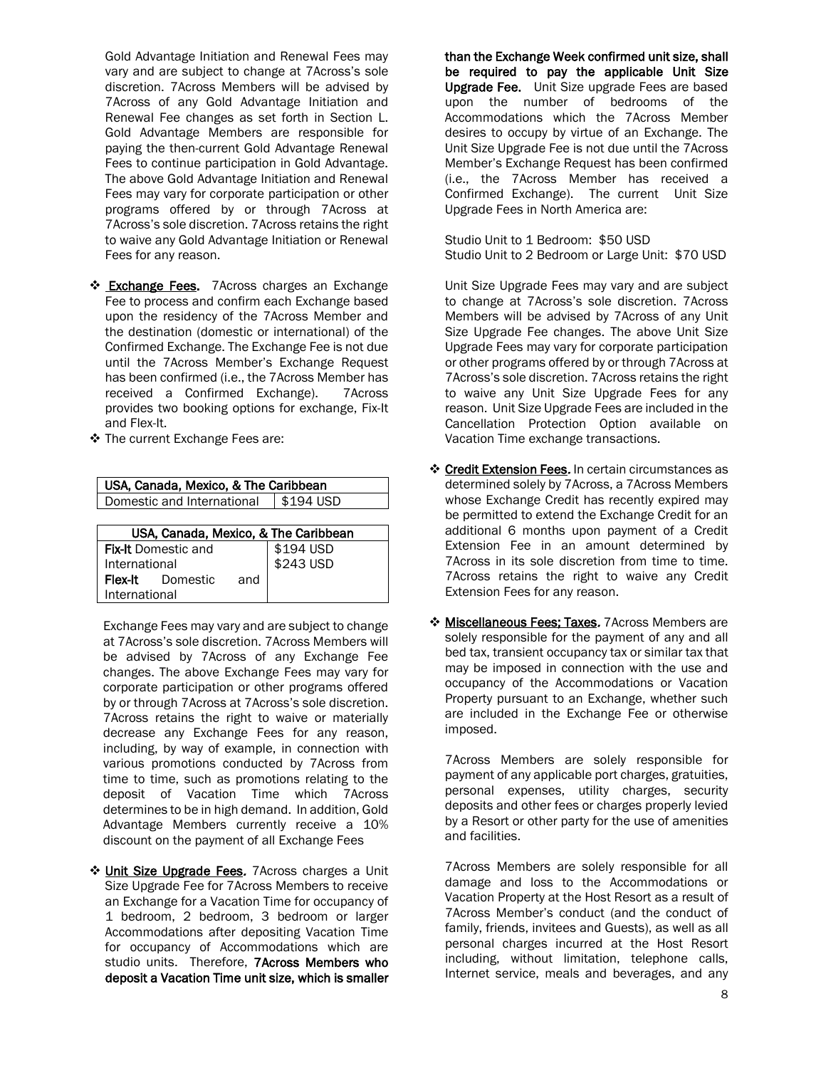Gold Advantage Initiation and Renewal Fees may vary and are subject to change at 7Across's sole discretion. 7Across Members will be advised by 7Across of any Gold Advantage Initiation and Renewal Fee changes as set forth in Section L. Gold Advantage Members are responsible for paying the then-current Gold Advantage Renewal Fees to continue participation in Gold Advantage. The above Gold Advantage Initiation and Renewal Fees may vary for corporate participation or other programs offered by or through 7Across at 7Across's sole discretion. 7Across retains the right to waive any Gold Advantage Initiation or Renewal Fees for any reason.

❖ **Exchange Fees.** 7Across charges an Exchange Fee to process and confirm each Exchange based upon the residency of the 7Across Member and the destination (domestic or international) of the Confirmed Exchange. The Exchange Fee is not due until the 7Across Member's Exchange Request has been confirmed (i.e., the 7Across Member has received a Confirmed Exchange). 7Across provides two booking options for exchange, Fix-It and Flex-It.

❖ The current Exchange Fees are:

| USA, Canada, Mexico, & The Caribbean | |
|---|---|
| Domestic and International | $194 USD |

| USA, Canada, Mexico, & The Caribbean | |
|---|---|
| **Fix-It** Domestic and International | $194 USD |
| **Flex-It** Domestic and International | $243 USD |

Exchange Fees may vary and are subject to change at 7Across's sole discretion. 7Across Members will be advised by 7Across of any Exchange Fee changes. The above Exchange Fees may vary for corporate participation or other programs offered by or through 7Across at 7Across's sole discretion. 7Across retains the right to waive or materially decrease any Exchange Fees for any reason, including, by way of example, in connection with various promotions conducted by 7Across from time to time, such as promotions relating to the deposit of Vacation Time which 7Across determines to be in high demand. In addition, Gold Advantage Members currently receive a 10% discount on the payment of all Exchange Fees

❖ **Unit Size Upgrade Fees.** 7Across charges a Unit Size Upgrade Fee for 7Across Members to receive an Exchange for a Vacation Time for occupancy of 1 bedroom, 2 bedroom, 3 bedroom or larger Accommodations after depositing Vacation Time for occupancy of Accommodations which are studio units. Therefore, **7Across Members who deposit a Vacation Time unit size, which is smaller than the Exchange Week confirmed unit size, shall be required to pay the applicable Unit Size Upgrade Fee.** Unit Size upgrade Fees are based upon the number of bedrooms of the Accommodations which the 7Across Member desires to occupy by virtue of an Exchange. The Unit Size Upgrade Fee is not due until the 7Across Member's Exchange Request has been confirmed (i.e., the 7Across Member has received a Confirmed Exchange). The current Unit Size Upgrade Fees in North America are:

Studio Unit to 1 Bedroom: $50 USD
Studio Unit to 2 Bedroom or Large Unit: $70 USD

Unit Size Upgrade Fees may vary and are subject to change at 7Across's sole discretion. 7Across Members will be advised by 7Across of any Unit Size Upgrade Fee changes. The above Unit Size Upgrade Fees may vary for corporate participation or other programs offered by or through 7Across at 7Across's sole discretion. 7Across retains the right to waive any Unit Size Upgrade Fees for any reason. Unit Size Upgrade Fees are included in the Cancellation Protection Option available on Vacation Time exchange transactions.

❖ **Credit Extension Fees.** In certain circumstances as determined solely by 7Across, a 7Across Members whose Exchange Credit has recently expired may be permitted to extend the Exchange Credit for an additional 6 months upon payment of a Credit Extension Fee in an amount determined by 7Across in its sole discretion from time to time. 7Across retains the right to waive any Credit Extension Fees for any reason.

❖ **Miscellaneous Fees; Taxes.** 7Across Members are solely responsible for the payment of any and all bed tax, transient occupancy tax or similar tax that may be imposed in connection with the use and occupancy of the Accommodations or Vacation Property pursuant to an Exchange, whether such are included in the Exchange Fee or otherwise imposed.

7Across Members are solely responsible for payment of any applicable port charges, gratuities, personal expenses, utility charges, security deposits and other fees or charges properly levied by a Resort or other party for the use of amenities and facilities.

7Across Members are solely responsible for all damage and loss to the Accommodations or Vacation Property at the Host Resort as a result of 7Across Member's conduct (and the conduct of family, friends, invitees and Guests), as well as all personal charges incurred at the Host Resort including, without limitation, telephone calls, Internet service, meals and beverages, and any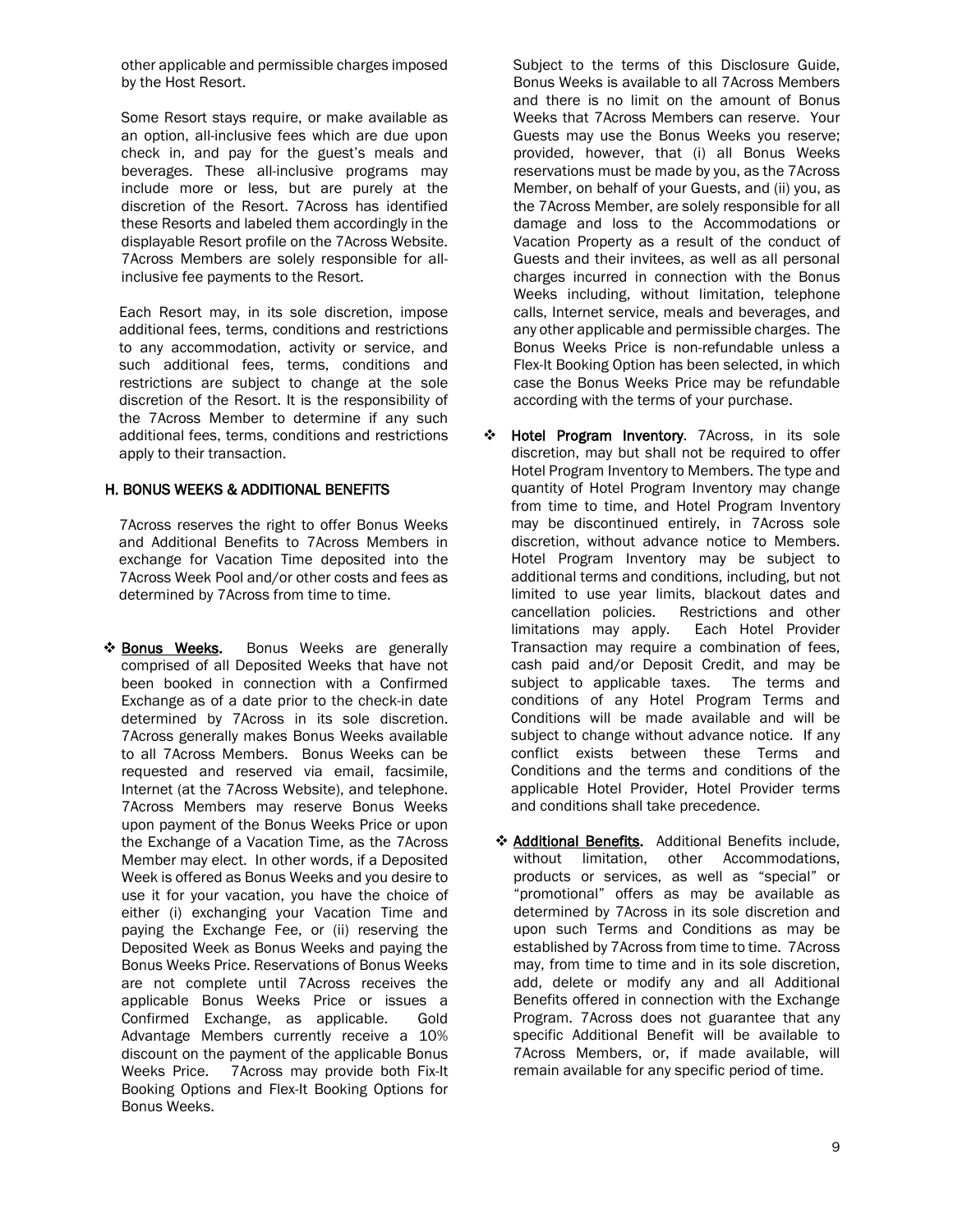other applicable and permissible charges imposed by the Host Resort.

Some Resort stays require, or make available as an option, all-inclusive fees which are due upon check in, and pay for the guest's meals and beverages. These all-inclusive programs may include more or less, but are purely at the discretion of the Resort. 7Across has identified these Resorts and labeled them accordingly in the displayable Resort profile on the 7Across Website. 7Across Members are solely responsible for all-inclusive fee payments to the Resort.

Each Resort may, in its sole discretion, impose additional fees, terms, conditions and restrictions to any accommodation, activity or service, and such additional fees, terms, conditions and restrictions are subject to change at the sole discretion of the Resort. It is the responsibility of the 7Across Member to determine if any such additional fees, terms, conditions and restrictions apply to their transaction.

## H. BONUS WEEKS & ADDITIONAL BENEFITS

7Across reserves the right to offer Bonus Weeks and Additional Benefits to 7Across Members in exchange for Vacation Time deposited into the 7Across Week Pool and/or other costs and fees as determined by 7Across from time to time.

❖ **Bonus Weeks.** Bonus Weeks are generally comprised of all Deposited Weeks that have not been booked in connection with a Confirmed Exchange as of a date prior to the check-in date determined by 7Across in its sole discretion. 7Across generally makes Bonus Weeks available to all 7Across Members. Bonus Weeks can be requested and reserved via email, facsimile, Internet (at the 7Across Website), and telephone. 7Across Members may reserve Bonus Weeks upon payment of the Bonus Weeks Price or upon the Exchange of a Vacation Time, as the 7Across Member may elect. In other words, if a Deposited Week is offered as Bonus Weeks and you desire to use it for your vacation, you have the choice of either (i) exchanging your Vacation Time and paying the Exchange Fee, or (ii) reserving the Deposited Week as Bonus Weeks and paying the Bonus Weeks Price. Reservations of Bonus Weeks are not complete until 7Across receives the applicable Bonus Weeks Price or issues a Confirmed Exchange, as applicable. Gold Advantage Members currently receive a 10% discount on the payment of the applicable Bonus Weeks Price. 7Across may provide both Fix-It Booking Options and Flex-It Booking Options for Bonus Weeks.

Subject to the terms of this Disclosure Guide, Bonus Weeks is available to all 7Across Members and there is no limit on the amount of Bonus Weeks that 7Across Members can reserve. Your Guests may use the Bonus Weeks you reserve; provided, however, that (i) all Bonus Weeks reservations must be made by you, as the 7Across Member, on behalf of your Guests, and (ii) you, as the 7Across Member, are solely responsible for all damage and loss to the Accommodations or Vacation Property as a result of the conduct of Guests and their invitees, as well as all personal charges incurred in connection with the Bonus Weeks including, without limitation, telephone calls, Internet service, meals and beverages, and any other applicable and permissible charges. The Bonus Weeks Price is non-refundable unless a Flex-It Booking Option has been selected, in which case the Bonus Weeks Price may be refundable according with the terms of your purchase.

❖ **Hotel Program Inventory**. 7Across, in its sole discretion, may but shall not be required to offer Hotel Program Inventory to Members. The type and quantity of Hotel Program Inventory may change from time to time, and Hotel Program Inventory may be discontinued entirely, in 7Across sole discretion, without advance notice to Members. Hotel Program Inventory may be subject to additional terms and conditions, including, but not limited to use year limits, blackout dates and cancellation policies. Restrictions and other limitations may apply. Each Hotel Provider Transaction may require a combination of fees, cash paid and/or Deposit Credit, and may be subject to applicable taxes. The terms and conditions of any Hotel Program Terms and Conditions will be made available and will be subject to change without advance notice. If any conflict exists between these Terms and Conditions and the terms and conditions of the applicable Hotel Provider, Hotel Provider terms and conditions shall take precedence.

❖ **Additional Benefits.** Additional Benefits include, without limitation, other Accommodations, products or services, as well as "special" or "promotional" offers as may be available as determined by 7Across in its sole discretion and upon such Terms and Conditions as may be established by 7Across from time to time. 7Across may, from time to time and in its sole discretion, add, delete or modify any and all Additional Benefits offered in connection with the Exchange Program. 7Across does not guarantee that any specific Additional Benefit will be available to 7Across Members, or, if made available, will remain available for any specific period of time.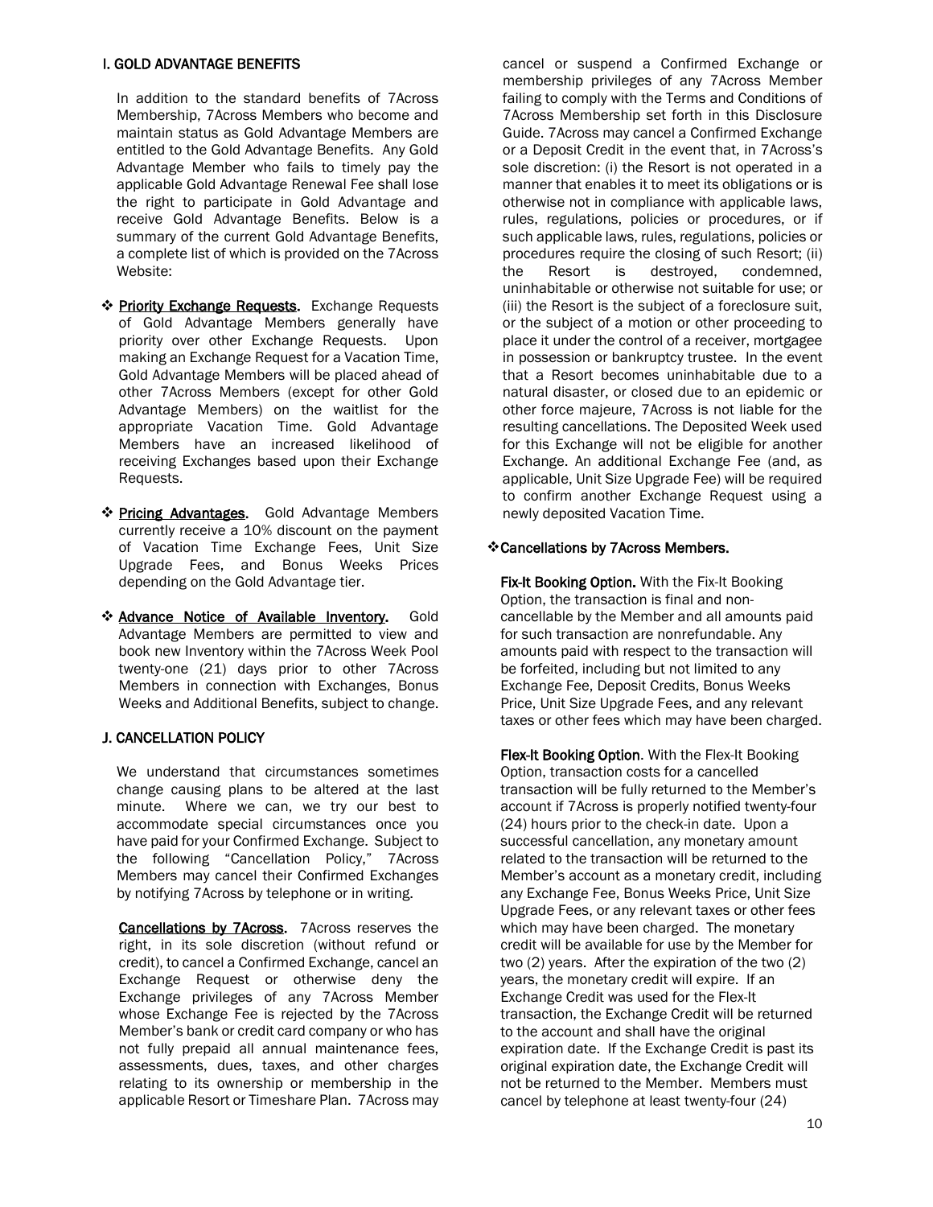## I. GOLD ADVANTAGE BENEFITS

In addition to the standard benefits of 7Across Membership, 7Across Members who become and maintain status as Gold Advantage Members are entitled to the Gold Advantage Benefits. Any Gold Advantage Member who fails to timely pay the applicable Gold Advantage Renewal Fee shall lose the right to participate in Gold Advantage and receive Gold Advantage Benefits. Below is a summary of the current Gold Advantage Benefits, a complete list of which is provided on the 7Across Website:

- **Priority Exchange Requests.** Exchange Requests of Gold Advantage Members generally have priority over other Exchange Requests. Upon making an Exchange Request for a Vacation Time, Gold Advantage Members will be placed ahead of other 7Across Members (except for other Gold Advantage Members) on the waitlist for the appropriate Vacation Time. Gold Advantage Members have an increased likelihood of receiving Exchanges based upon their Exchange Requests.

- **Pricing Advantages.** Gold Advantage Members currently receive a 10% discount on the payment of Vacation Time Exchange Fees, Unit Size Upgrade Fees, and Bonus Weeks Prices depending on the Gold Advantage tier.

- **Advance Notice of Available Inventory.** Gold Advantage Members are permitted to view and book new Inventory within the 7Across Week Pool twenty-one (21) days prior to other 7Across Members in connection with Exchanges, Bonus Weeks and Additional Benefits, subject to change.

## J. CANCELLATION POLICY

We understand that circumstances sometimes change causing plans to be altered at the last minute. Where we can, we try our best to accommodate special circumstances once you have paid for your Confirmed Exchange. Subject to the following "Cancellation Policy," 7Across Members may cancel their Confirmed Exchanges by notifying 7Across by telephone or in writing.

**Cancellations by 7Across.** 7Across reserves the right, in its sole discretion (without refund or credit), to cancel a Confirmed Exchange, cancel an Exchange Request or otherwise deny the Exchange privileges of any 7Across Member whose Exchange Fee is rejected by the 7Across Member's bank or credit card company or who has not fully prepaid all annual maintenance fees, assessments, dues, taxes, and other charges relating to its ownership or membership in the applicable Resort or Timeshare Plan. 7Across may cancel or suspend a Confirmed Exchange or membership privileges of any 7Across Member failing to comply with the Terms and Conditions of 7Across Membership set forth in this Disclosure Guide. 7Across may cancel a Confirmed Exchange or a Deposit Credit in the event that, in 7Across's sole discretion: (i) the Resort is not operated in a manner that enables it to meet its obligations or is otherwise not in compliance with applicable laws, rules, regulations, policies or procedures, or if such applicable laws, rules, regulations, policies or procedures require the closing of such Resort; (ii) the Resort is destroyed, condemned, uninhabitable or otherwise not suitable for use; or (iii) the Resort is the subject of a foreclosure suit, or the subject of a motion or other proceeding to place it under the control of a receiver, mortgagee in possession or bankruptcy trustee. In the event that a Resort becomes uninhabitable due to a natural disaster, or closed due to an epidemic or other force majeure, 7Across is not liable for the resulting cancellations. The Deposited Week used for this Exchange will not be eligible for another Exchange. An additional Exchange Fee (and, as applicable, Unit Size Upgrade Fee) will be required to confirm another Exchange Request using a newly deposited Vacation Time.

**❖Cancellations by 7Across Members.**

**Fix-It Booking Option.** With the Fix-It Booking Option, the transaction is final and non-cancellable by the Member and all amounts paid for such transaction are nonrefundable. Any amounts paid with respect to the transaction will be forfeited, including but not limited to any Exchange Fee, Deposit Credits, Bonus Weeks Price, Unit Size Upgrade Fees, and any relevant taxes or other fees which may have been charged.

**Flex-It Booking Option**. With the Flex-It Booking Option, transaction costs for a cancelled transaction will be fully returned to the Member's account if 7Across is properly notified twenty-four (24) hours prior to the check-in date. Upon a successful cancellation, any monetary amount related to the transaction will be returned to the Member's account as a monetary credit, including any Exchange Fee, Bonus Weeks Price, Unit Size Upgrade Fees, or any relevant taxes or other fees which may have been charged. The monetary credit will be available for use by the Member for two (2) years. After the expiration of the two (2) years, the monetary credit will expire. If an Exchange Credit was used for the Flex-It transaction, the Exchange Credit will be returned to the account and shall have the original expiration date. If the Exchange Credit is past its original expiration date, the Exchange Credit will not be returned to the Member. Members must cancel by telephone at least twenty-four (24)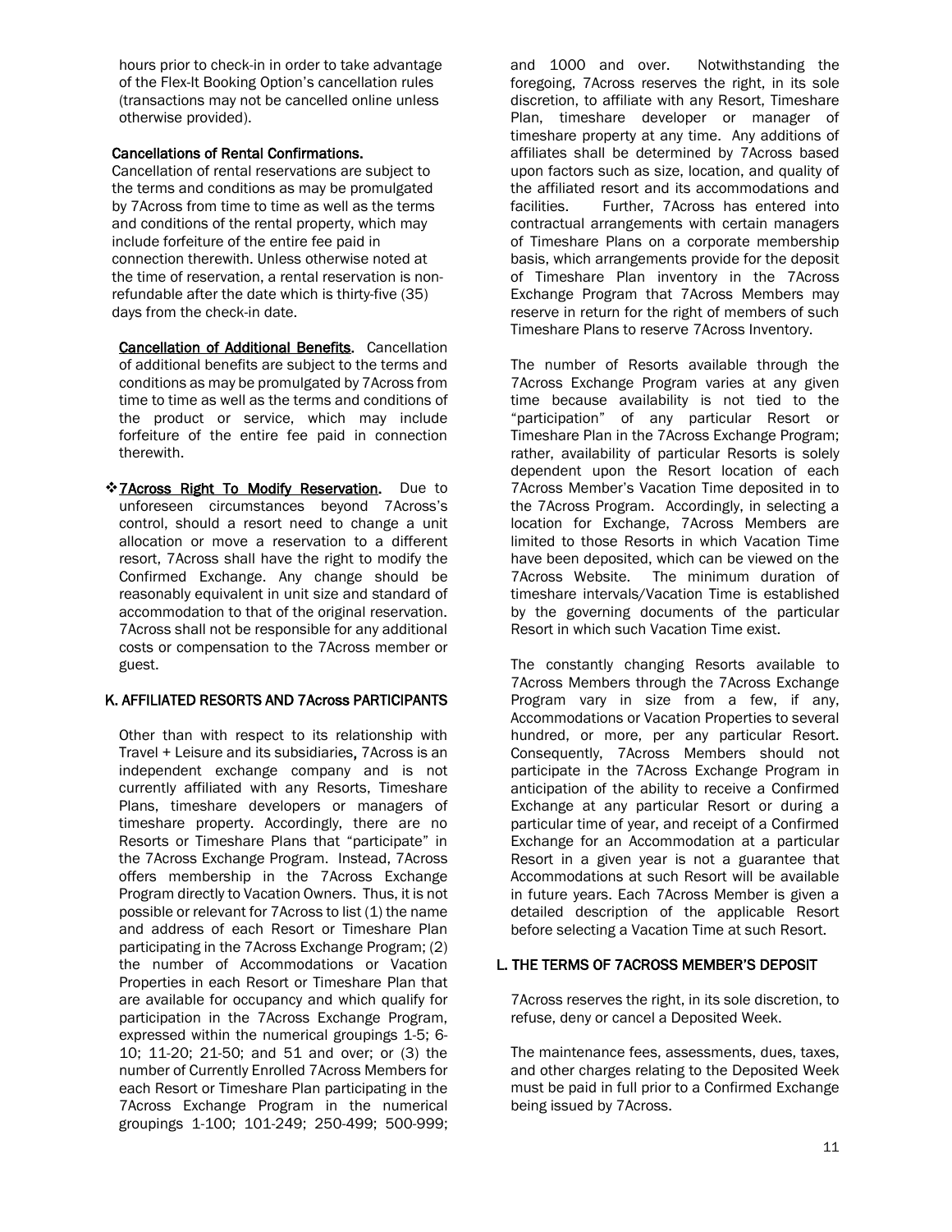hours prior to check-in in order to take advantage of the Flex-It Booking Option's cancellation rules (transactions may not be cancelled online unless otherwise provided).

**Cancellations of Rental Confirmations.**

Cancellation of rental reservations are subject to the terms and conditions as may be promulgated by 7Across from time to time as well as the terms and conditions of the rental property, which may include forfeiture of the entire fee paid in connection therewith. Unless otherwise noted at the time of reservation, a rental reservation is non-refundable after the date which is thirty-five (35) days from the check-in date.

**Cancellation of Additional Benefits.** Cancellation of additional benefits are subject to the terms and conditions as may be promulgated by 7Across from time to time as well as the terms and conditions of the product or service, which may include forfeiture of the entire fee paid in connection therewith.

❖ **7Across Right To Modify Reservation.** Due to unforeseen circumstances beyond 7Across's control, should a resort need to change a unit allocation or move a reservation to a different resort, 7Across shall have the right to modify the Confirmed Exchange. Any change should be reasonably equivalent in unit size and standard of accommodation to that of the original reservation. 7Across shall not be responsible for any additional costs or compensation to the 7Across member or guest.

## K. AFFILIATED RESORTS AND 7Across PARTICIPANTS

Other than with respect to its relationship with Travel + Leisure and its subsidiaries, 7Across is an independent exchange company and is not currently affiliated with any Resorts, Timeshare Plans, timeshare developers or managers of timeshare property. Accordingly, there are no Resorts or Timeshare Plans that "participate" in the 7Across Exchange Program. Instead, 7Across offers membership in the 7Across Exchange Program directly to Vacation Owners. Thus, it is not possible or relevant for 7Across to list (1) the name and address of each Resort or Timeshare Plan participating in the 7Across Exchange Program; (2) the number of Accommodations or Vacation Properties in each Resort or Timeshare Plan that are available for occupancy and which qualify for participation in the 7Across Exchange Program, expressed within the numerical groupings 1-5; 6-10; 11-20; 21-50; and 51 and over; or (3) the number of Currently Enrolled 7Across Members for each Resort or Timeshare Plan participating in the 7Across Exchange Program in the numerical groupings 1-100; 101-249; 250-499; 500-999; and 1000 and over. Notwithstanding the foregoing, 7Across reserves the right, in its sole discretion, to affiliate with any Resort, Timeshare Plan, timeshare developer or manager of timeshare property at any time. Any additions of affiliates shall be determined by 7Across based upon factors such as size, location, and quality of the affiliated resort and its accommodations and facilities. Further, 7Across has entered into contractual arrangements with certain managers of Timeshare Plans on a corporate membership basis, which arrangements provide for the deposit of Timeshare Plan inventory in the 7Across Exchange Program that 7Across Members may reserve in return for the right of members of such Timeshare Plans to reserve 7Across Inventory.

The number of Resorts available through the 7Across Exchange Program varies at any given time because availability is not tied to the "participation" of any particular Resort or Timeshare Plan in the 7Across Exchange Program; rather, availability of particular Resorts is solely dependent upon the Resort location of each 7Across Member's Vacation Time deposited in to the 7Across Program. Accordingly, in selecting a location for Exchange, 7Across Members are limited to those Resorts in which Vacation Time have been deposited, which can be viewed on the 7Across Website. The minimum duration of timeshare intervals/Vacation Time is established by the governing documents of the particular Resort in which such Vacation Time exist.

The constantly changing Resorts available to 7Across Members through the 7Across Exchange Program vary in size from a few, if any, Accommodations or Vacation Properties to several hundred, or more, per any particular Resort. Consequently, 7Across Members should not participate in the 7Across Exchange Program in anticipation of the ability to receive a Confirmed Exchange at any particular Resort or during a particular time of year, and receipt of a Confirmed Exchange for an Accommodation at a particular Resort in a given year is not a guarantee that Accommodations at such Resort will be available in future years. Each 7Across Member is given a detailed description of the applicable Resort before selecting a Vacation Time at such Resort.

## L. THE TERMS OF 7ACROSS MEMBER'S DEPOSIT

7Across reserves the right, in its sole discretion, to refuse, deny or cancel a Deposited Week.

The maintenance fees, assessments, dues, taxes, and other charges relating to the Deposited Week must be paid in full prior to a Confirmed Exchange being issued by 7Across.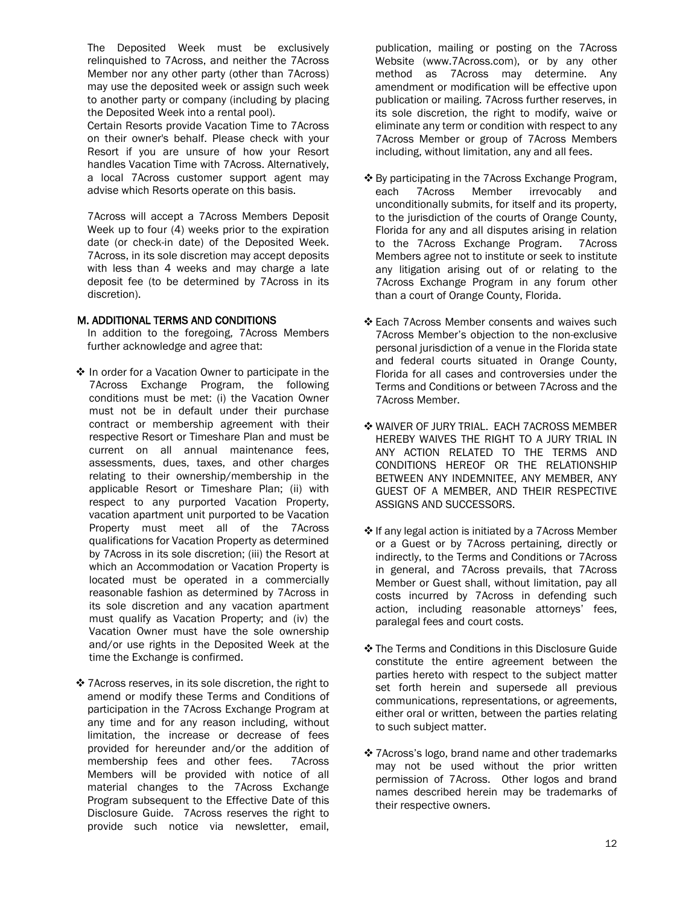The Deposited Week must be exclusively relinquished to 7Across, and neither the 7Across Member nor any other party (other than 7Across) may use the deposited week or assign such week to another party or company (including by placing the Deposited Week into a rental pool).

Certain Resorts provide Vacation Time to 7Across on their owner's behalf. Please check with your Resort if you are unsure of how your Resort handles Vacation Time with 7Across. Alternatively, a local 7Across customer support agent may advise which Resorts operate on this basis.

7Across will accept a 7Across Members Deposit Week up to four (4) weeks prior to the expiration date (or check-in date) of the Deposited Week. 7Across, in its sole discretion may accept deposits with less than 4 weeks and may charge a late deposit fee (to be determined by 7Across in its discretion).

## M. ADDITIONAL TERMS AND CONDITIONS

In addition to the foregoing, 7Across Members further acknowledge and agree that:

- In order for a Vacation Owner to participate in the 7Across Exchange Program, the following conditions must be met: (i) the Vacation Owner must not be in default under their purchase contract or membership agreement with their respective Resort or Timeshare Plan and must be current on all annual maintenance fees, assessments, dues, taxes, and other charges relating to their ownership/membership in the applicable Resort or Timeshare Plan; (ii) with respect to any purported Vacation Property, vacation apartment unit purported to be Vacation Property must meet all of the 7Across qualifications for Vacation Property as determined by 7Across in its sole discretion; (iii) the Resort at which an Accommodation or Vacation Property is located must be operated in a commercially reasonable fashion as determined by 7Across in its sole discretion and any vacation apartment must qualify as Vacation Property; and (iv) the Vacation Owner must have the sole ownership and/or use rights in the Deposited Week at the time the Exchange is confirmed.

- 7Across reserves, in its sole discretion, the right to amend or modify these Terms and Conditions of participation in the 7Across Exchange Program at any time and for any reason including, without limitation, the increase or decrease of fees provided for hereunder and/or the addition of membership fees and other fees. 7Across Members will be provided with notice of all material changes to the 7Across Exchange Program subsequent to the Effective Date of this Disclosure Guide. 7Across reserves the right to provide such notice via newsletter, email, publication, mailing or posting on the 7Across Website (www.7Across.com), or by any other method as 7Across may determine. Any amendment or modification will be effective upon publication or mailing. 7Across further reserves, in its sole discretion, the right to modify, waive or eliminate any term or condition with respect to any 7Across Member or group of 7Across Members including, without limitation, any and all fees.

- By participating in the 7Across Exchange Program, each 7Across Member irrevocably and unconditionally submits, for itself and its property, to the jurisdiction of the courts of Orange County, Florida for any and all disputes arising in relation to the 7Across Exchange Program. 7Across Members agree not to institute or seek to institute any litigation arising out of or relating to the 7Across Exchange Program in any forum other than a court of Orange County, Florida.

- Each 7Across Member consents and waives such 7Across Member's objection to the non-exclusive personal jurisdiction of a venue in the Florida state and federal courts situated in Orange County, Florida for all cases and controversies under the Terms and Conditions or between 7Across and the 7Across Member.

- WAIVER OF JURY TRIAL. EACH 7ACROSS MEMBER HEREBY WAIVES THE RIGHT TO A JURY TRIAL IN ANY ACTION RELATED TO THE TERMS AND CONDITIONS HEREOF OR THE RELATIONSHIP BETWEEN ANY INDEMNITEE, ANY MEMBER, ANY GUEST OF A MEMBER, AND THEIR RESPECTIVE ASSIGNS AND SUCCESSORS.

- If any legal action is initiated by a 7Across Member or a Guest or by 7Across pertaining, directly or indirectly, to the Terms and Conditions or 7Across in general, and 7Across prevails, that 7Across Member or Guest shall, without limitation, pay all costs incurred by 7Across in defending such action, including reasonable attorneys' fees, paralegal fees and court costs.

- The Terms and Conditions in this Disclosure Guide constitute the entire agreement between the parties hereto with respect to the subject matter set forth herein and supersede all previous communications, representations, or agreements, either oral or written, between the parties relating to such subject matter.

- 7Across's logo, brand name and other trademarks may not be used without the prior written permission of 7Across. Other logos and brand names described herein may be trademarks of their respective owners.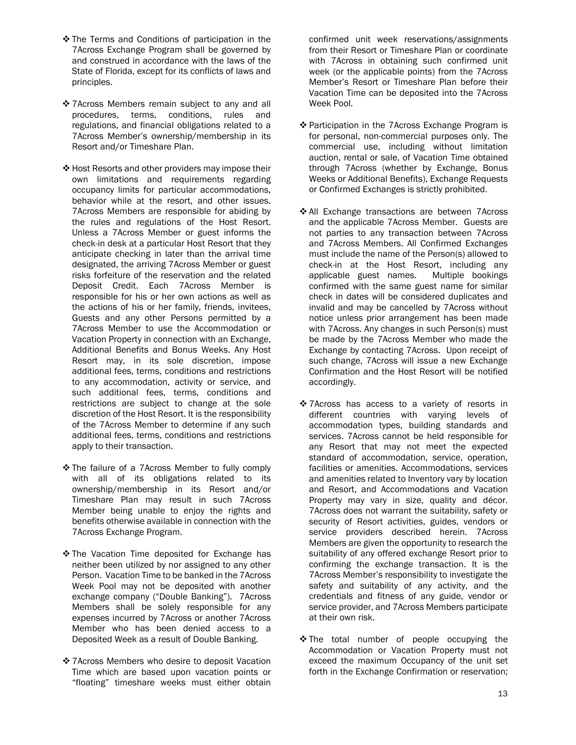- ❖ The Terms and Conditions of participation in the 7Across Exchange Program shall be governed by and construed in accordance with the laws of the State of Florida, except for its conflicts of laws and principles.

- ❖ 7Across Members remain subject to any and all procedures, terms, conditions, rules and regulations, and financial obligations related to a 7Across Member's ownership/membership in its Resort and/or Timeshare Plan.

- ❖ Host Resorts and other providers may impose their own limitations and requirements regarding occupancy limits for particular accommodations, behavior while at the resort, and other issues. 7Across Members are responsible for abiding by the rules and regulations of the Host Resort. Unless a 7Across Member or guest informs the check-in desk at a particular Host Resort that they anticipate checking in later than the arrival time designated, the arriving 7Across Member or guest risks forfeiture of the reservation and the related Deposit Credit. Each 7Across Member is responsible for his or her own actions as well as the actions of his or her family, friends, invitees, Guests and any other Persons permitted by a 7Across Member to use the Accommodation or Vacation Property in connection with an Exchange, Additional Benefits and Bonus Weeks. Any Host Resort may, in its sole discretion, impose additional fees, terms, conditions and restrictions to any accommodation, activity or service, and such additional fees, terms, conditions and restrictions are subject to change at the sole discretion of the Host Resort. It is the responsibility of the 7Across Member to determine if any such additional fees, terms, conditions and restrictions apply to their transaction.

- ❖ The failure of a 7Across Member to fully comply with all of its obligations related to its ownership/membership in its Resort and/or Timeshare Plan may result in such 7Across Member being unable to enjoy the rights and benefits otherwise available in connection with the 7Across Exchange Program.

- ❖ The Vacation Time deposited for Exchange has neither been utilized by nor assigned to any other Person. Vacation Time to be banked in the 7Across Week Pool may not be deposited with another exchange company ("Double Banking"). 7Across Members shall be solely responsible for any expenses incurred by 7Across or another 7Across Member who has been denied access to a Deposited Week as a result of Double Banking.

- ❖ 7Across Members who desire to deposit Vacation Time which are based upon vacation points or "floating" timeshare weeks must either obtain confirmed unit week reservations/assignments from their Resort or Timeshare Plan or coordinate with 7Across in obtaining such confirmed unit week (or the applicable points) from the 7Across Member's Resort or Timeshare Plan before their Vacation Time can be deposited into the 7Across Week Pool.

- ❖ Participation in the 7Across Exchange Program is for personal, non-commercial purposes only. The commercial use, including without limitation auction, rental or sale, of Vacation Time obtained through 7Across (whether by Exchange, Bonus Weeks or Additional Benefits), Exchange Requests or Confirmed Exchanges is strictly prohibited.

- ❖ All Exchange transactions are between 7Across and the applicable 7Across Member. Guests are not parties to any transaction between 7Across and 7Across Members. All Confirmed Exchanges must include the name of the Person(s) allowed to check-in at the Host Resort, including any applicable guest names. Multiple bookings confirmed with the same guest name for similar check in dates will be considered duplicates and invalid and may be cancelled by 7Across without notice unless prior arrangement has been made with 7Across. Any changes in such Person(s) must be made by the 7Across Member who made the Exchange by contacting 7Across. Upon receipt of such change, 7Across will issue a new Exchange Confirmation and the Host Resort will be notified accordingly.

- ❖ 7Across has access to a variety of resorts in different countries with varying levels of accommodation types, building standards and services. 7Across cannot be held responsible for any Resort that may not meet the expected standard of accommodation, service, operation, facilities or amenities. Accommodations, services and amenities related to Inventory vary by location and Resort, and Accommodations and Vacation Property may vary in size, quality and décor. 7Across does not warrant the suitability, safety or security of Resort activities, guides, vendors or service providers described herein. 7Across Members are given the opportunity to research the suitability of any offered exchange Resort prior to confirming the exchange transaction. It is the 7Across Member's responsibility to investigate the safety and suitability of any activity, and the credentials and fitness of any guide, vendor or service provider, and 7Across Members participate at their own risk.

- ❖ The total number of people occupying the Accommodation or Vacation Property must not exceed the maximum Occupancy of the unit set forth in the Exchange Confirmation or reservation;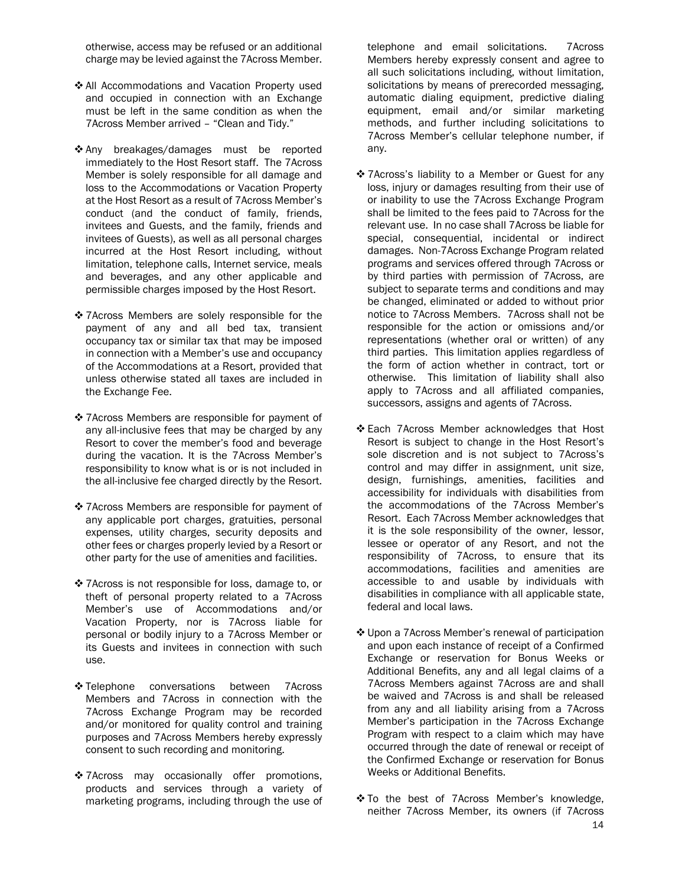otherwise, access may be refused or an additional charge may be levied against the 7Across Member.

- ❖ All Accommodations and Vacation Property used and occupied in connection with an Exchange must be left in the same condition as when the 7Across Member arrived – "Clean and Tidy."

- ❖ Any breakages/damages must be reported immediately to the Host Resort staff. The 7Across Member is solely responsible for all damage and loss to the Accommodations or Vacation Property at the Host Resort as a result of 7Across Member's conduct (and the conduct of family, friends, invitees and Guests, and the family, friends and invitees of Guests), as well as all personal charges incurred at the Host Resort including, without limitation, telephone calls, Internet service, meals and beverages, and any other applicable and permissible charges imposed by the Host Resort.

- ❖ 7Across Members are solely responsible for the payment of any and all bed tax, transient occupancy tax or similar tax that may be imposed in connection with a Member's use and occupancy of the Accommodations at a Resort, provided that unless otherwise stated all taxes are included in the Exchange Fee.

- ❖ 7Across Members are responsible for payment of any all-inclusive fees that may be charged by any Resort to cover the member's food and beverage during the vacation. It is the 7Across Member's responsibility to know what is or is not included in the all-inclusive fee charged directly by the Resort.

- ❖ 7Across Members are responsible for payment of any applicable port charges, gratuities, personal expenses, utility charges, security deposits and other fees or charges properly levied by a Resort or other party for the use of amenities and facilities.

- ❖ 7Across is not responsible for loss, damage to, or theft of personal property related to a 7Across Member's use of Accommodations and/or Vacation Property, nor is 7Across liable for personal or bodily injury to a 7Across Member or its Guests and invitees in connection with such use.

- ❖ Telephone conversations between 7Across Members and 7Across in connection with the 7Across Exchange Program may be recorded and/or monitored for quality control and training purposes and 7Across Members hereby expressly consent to such recording and monitoring.

- ❖ 7Across may occasionally offer promotions, products and services through a variety of marketing programs, including through the use of telephone and email solicitations. 7Across Members hereby expressly consent and agree to all such solicitations including, without limitation, solicitations by means of prerecorded messaging, automatic dialing equipment, predictive dialing equipment, email and/or similar marketing methods, and further including solicitations to 7Across Member's cellular telephone number, if any.

- ❖ 7Across's liability to a Member or Guest for any loss, injury or damages resulting from their use of or inability to use the 7Across Exchange Program shall be limited to the fees paid to 7Across for the relevant use. In no case shall 7Across be liable for special, consequential, incidental or indirect damages. Non-7Across Exchange Program related programs and services offered through 7Across or by third parties with permission of 7Across, are subject to separate terms and conditions and may be changed, eliminated or added to without prior notice to 7Across Members. 7Across shall not be responsible for the action or omissions and/or representations (whether oral or written) of any third parties. This limitation applies regardless of the form of action whether in contract, tort or otherwise. This limitation of liability shall also apply to 7Across and all affiliated companies, successors, assigns and agents of 7Across.

- ❖ Each 7Across Member acknowledges that Host Resort is subject to change in the Host Resort's sole discretion and is not subject to 7Across's control and may differ in assignment, unit size, design, furnishings, amenities, facilities and accessibility for individuals with disabilities from the accommodations of the 7Across Member's Resort. Each 7Across Member acknowledges that it is the sole responsibility of the owner, lessor, lessee or operator of any Resort, and not the responsibility of 7Across, to ensure that its accommodations, facilities and amenities are accessible to and usable by individuals with disabilities in compliance with all applicable state, federal and local laws.

- ❖ Upon a 7Across Member's renewal of participation and upon each instance of receipt of a Confirmed Exchange or reservation for Bonus Weeks or Additional Benefits, any and all legal claims of a 7Across Members against 7Across are and shall be waived and 7Across is and shall be released from any and all liability arising from a 7Across Member's participation in the 7Across Exchange Program with respect to a claim which may have occurred through the date of renewal or receipt of the Confirmed Exchange or reservation for Bonus Weeks or Additional Benefits.

- ❖ To the best of 7Across Member's knowledge, neither 7Across Member, its owners (if 7Across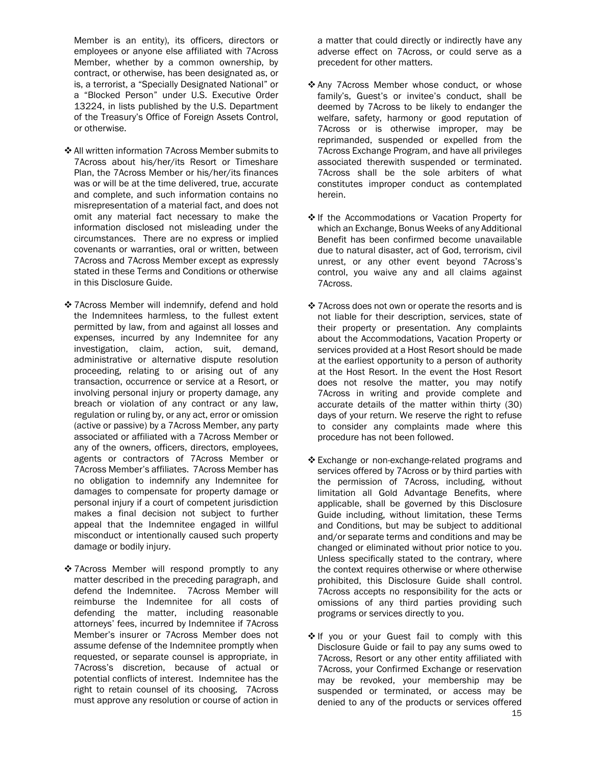Member is an entity), its officers, directors or employees or anyone else affiliated with 7Across Member, whether by a common ownership, by contract, or otherwise, has been designated as, or is, a terrorist, a "Specially Designated National" or a "Blocked Person" under U.S. Executive Order 13224, in lists published by the U.S. Department of the Treasury's Office of Foreign Assets Control, or otherwise.

- ❖ All written information 7Across Member submits to 7Across about his/her/its Resort or Timeshare Plan, the 7Across Member or his/her/its finances was or will be at the time delivered, true, accurate and complete, and such information contains no misrepresentation of a material fact, and does not omit any material fact necessary to make the information disclosed not misleading under the circumstances. There are no express or implied covenants or warranties, oral or written, between 7Across and 7Across Member except as expressly stated in these Terms and Conditions or otherwise in this Disclosure Guide.

- ❖ 7Across Member will indemnify, defend and hold the Indemnitees harmless, to the fullest extent permitted by law, from and against all losses and expenses, incurred by any Indemnitee for any investigation, claim, action, suit, demand, administrative or alternative dispute resolution proceeding, relating to or arising out of any transaction, occurrence or service at a Resort, or involving personal injury or property damage, any breach or violation of any contract or any law, regulation or ruling by, or any act, error or omission (active or passive) by a 7Across Member, any party associated or affiliated with a 7Across Member or any of the owners, officers, directors, employees, agents or contractors of 7Across Member or 7Across Member's affiliates. 7Across Member has no obligation to indemnify any Indemnitee for damages to compensate for property damage or personal injury if a court of competent jurisdiction makes a final decision not subject to further appeal that the Indemnitee engaged in willful misconduct or intentionally caused such property damage or bodily injury.

- ❖ 7Across Member will respond promptly to any matter described in the preceding paragraph, and defend the Indemnitee. 7Across Member will reimburse the Indemnitee for all costs of defending the matter, including reasonable attorneys' fees, incurred by Indemnitee if 7Across Member's insurer or 7Across Member does not assume defense of the Indemnitee promptly when requested, or separate counsel is appropriate, in 7Across's discretion, because of actual or potential conflicts of interest. Indemnitee has the right to retain counsel of its choosing. 7Across must approve any resolution or course of action in a matter that could directly or indirectly have any adverse effect on 7Across, or could serve as a precedent for other matters.

- ❖ Any 7Across Member whose conduct, or whose family's, Guest's or invitee's conduct, shall be deemed by 7Across to be likely to endanger the welfare, safety, harmony or good reputation of 7Across or is otherwise improper, may be reprimanded, suspended or expelled from the 7Across Exchange Program, and have all privileges associated therewith suspended or terminated. 7Across shall be the sole arbiters of what constitutes improper conduct as contemplated herein.

- ❖ If the Accommodations or Vacation Property for which an Exchange, Bonus Weeks of any Additional Benefit has been confirmed become unavailable due to natural disaster, act of God, terrorism, civil unrest, or any other event beyond 7Across's control, you waive any and all claims against 7Across.

- ❖ 7Across does not own or operate the resorts and is not liable for their description, services, state of their property or presentation. Any complaints about the Accommodations, Vacation Property or services provided at a Host Resort should be made at the earliest opportunity to a person of authority at the Host Resort. In the event the Host Resort does not resolve the matter, you may notify 7Across in writing and provide complete and accurate details of the matter within thirty (30) days of your return. We reserve the right to refuse to consider any complaints made where this procedure has not been followed.

- ❖ Exchange or non-exchange-related programs and services offered by 7Across or by third parties with the permission of 7Across, including, without limitation all Gold Advantage Benefits, where applicable, shall be governed by this Disclosure Guide including, without limitation, these Terms and Conditions, but may be subject to additional and/or separate terms and conditions and may be changed or eliminated without prior notice to you. Unless specifically stated to the contrary, where the context requires otherwise or where otherwise prohibited, this Disclosure Guide shall control. 7Across accepts no responsibility for the acts or omissions of any third parties providing such programs or services directly to you.

- ❖ If you or your Guest fail to comply with this Disclosure Guide or fail to pay any sums owed to 7Across, Resort or any other entity affiliated with 7Across, your Confirmed Exchange or reservation may be revoked, your membership may be suspended or terminated, or access may be denied to any of the products or services offered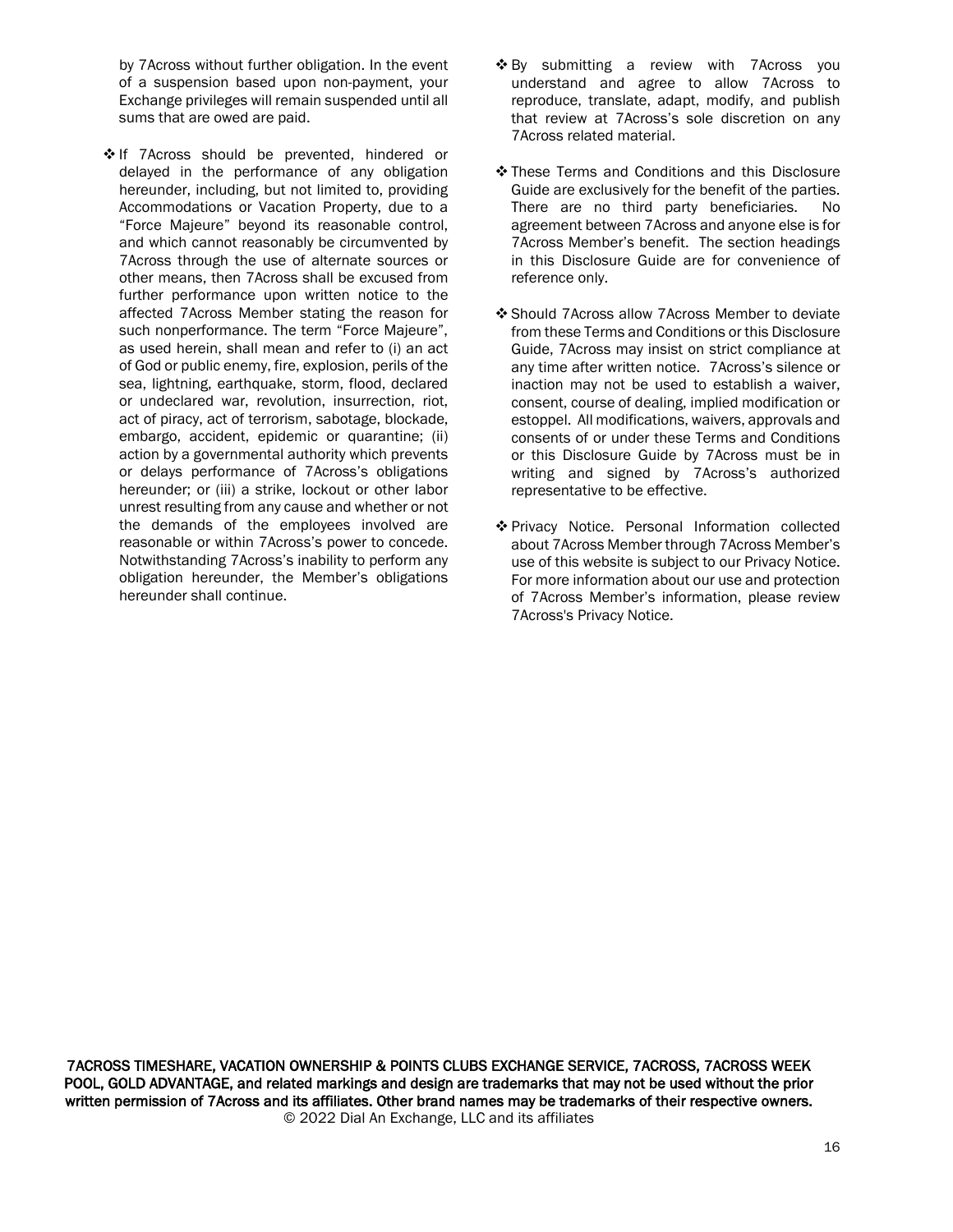by 7Across without further obligation. In the event of a suspension based upon non-payment, your Exchange privileges will remain suspended until all sums that are owed are paid.

- If 7Across should be prevented, hindered or delayed in the performance of any obligation hereunder, including, but not limited to, providing Accommodations or Vacation Property, due to a "Force Majeure" beyond its reasonable control, and which cannot reasonably be circumvented by 7Across through the use of alternate sources or other means, then 7Across shall be excused from further performance upon written notice to the affected 7Across Member stating the reason for such nonperformance. The term "Force Majeure", as used herein, shall mean and refer to (i) an act of God or public enemy, fire, explosion, perils of the sea, lightning, earthquake, storm, flood, declared or undeclared war, revolution, insurrection, riot, act of piracy, act of terrorism, sabotage, blockade, embargo, accident, epidemic or quarantine; (ii) action by a governmental authority which prevents or delays performance of 7Across's obligations hereunder; or (iii) a strike, lockout or other labor unrest resulting from any cause and whether or not the demands of the employees involved are reasonable or within 7Across's power to concede. Notwithstanding 7Across's inability to perform any obligation hereunder, the Member's obligations hereunder shall continue.

- By submitting a review with 7Across you understand and agree to allow 7Across to reproduce, translate, adapt, modify, and publish that review at 7Across's sole discretion on any 7Across related material.

- These Terms and Conditions and this Disclosure Guide are exclusively for the benefit of the parties. There are no third party beneficiaries. No agreement between 7Across and anyone else is for 7Across Member's benefit. The section headings in this Disclosure Guide are for convenience of reference only.

- Should 7Across allow 7Across Member to deviate from these Terms and Conditions or this Disclosure Guide, 7Across may insist on strict compliance at any time after written notice. 7Across's silence or inaction may not be used to establish a waiver, consent, course of dealing, implied modification or estoppel. All modifications, waivers, approvals and consents of or under these Terms and Conditions or this Disclosure Guide by 7Across must be in writing and signed by 7Across's authorized representative to be effective.

- Privacy Notice. Personal Information collected about 7Across Member through 7Across Member's use of this website is subject to our Privacy Notice. For more information about our use and protection of 7Across Member's information, please review 7Across's Privacy Notice.

**7ACROSS TIMESHARE, VACATION OWNERSHIP & POINTS CLUBS EXCHANGE SERVICE, 7ACROSS, 7ACROSS WEEK POOL, GOLD ADVANTAGE, and related markings and design are trademarks that may not be used without the prior written permission of 7Across and its affiliates. Other brand names may be trademarks of their respective owners.**

© 2022 Dial An Exchange, LLC and its affiliates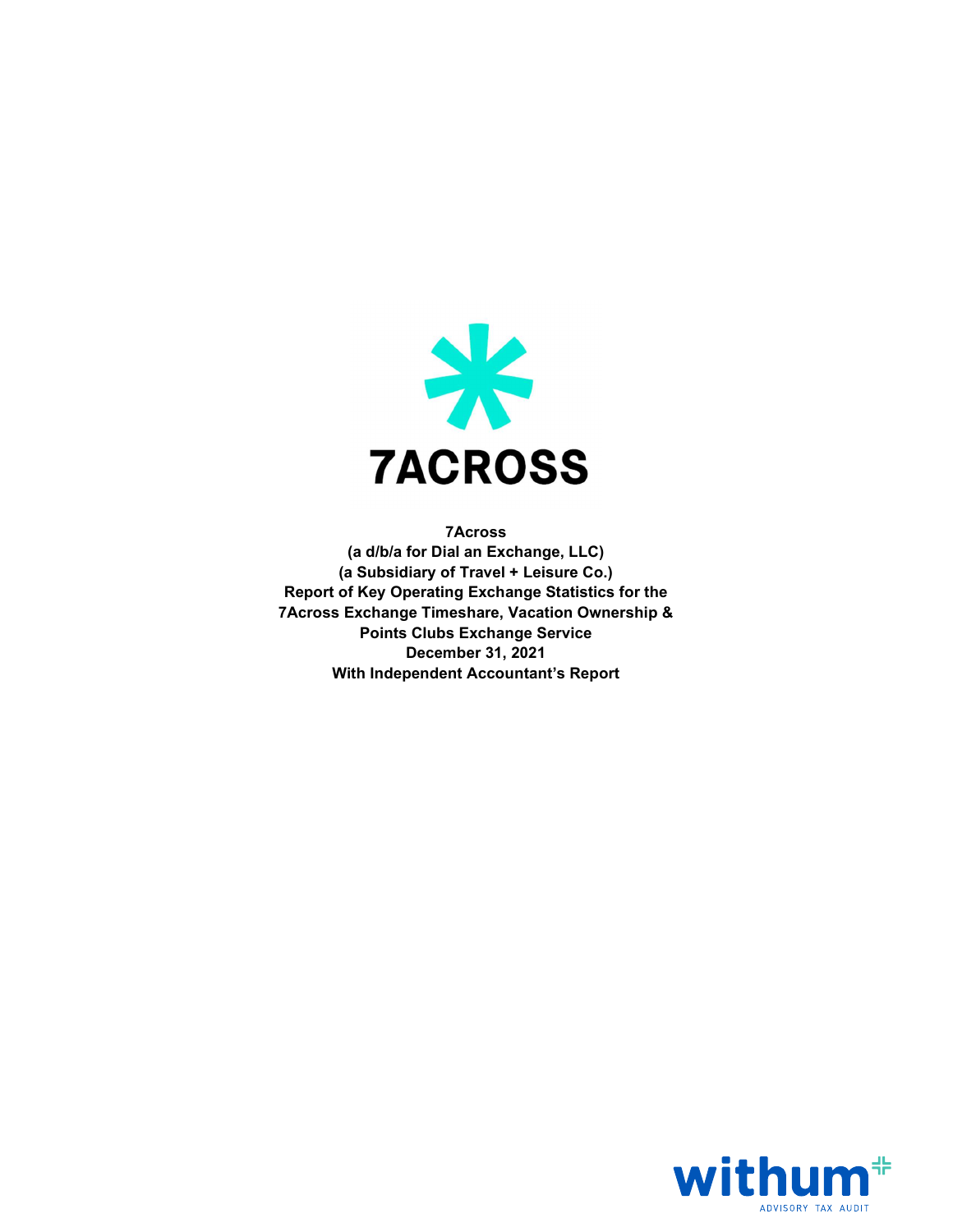7ACROSS

**7Across**
**(a d/b/a for Dial an Exchange, LLC)**
**(a Subsidiary of Travel + Leisure Co.)**
**Report of Key Operating Exchange Statistics for the**
**7Across Exchange Timeshare, Vacation Ownership &**
**Points Clubs Exchange Service**
**December 31, 2021**
**With Independent Accountant's Report**

withum
ADVISORY TAX AUDIT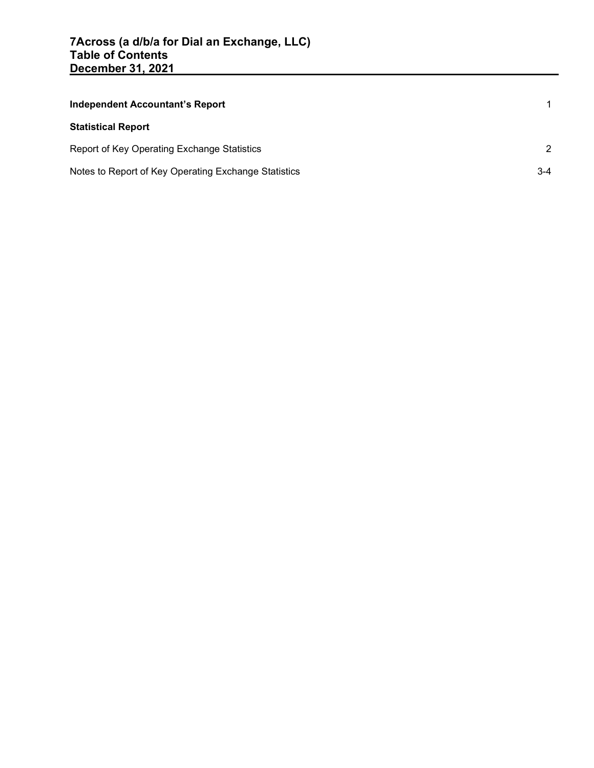# 7Across (a d/b/a for Dial an Exchange, LLC)
# Table of Contents
# December 31, 2021

| | |
|---|---|
| **Independent Accountant's Report** | 1 |
| **Statistical Report** | |
| Report of Key Operating Exchange Statistics | 2 |
| Notes to Report of Key Operating Exchange Statistics | 3-4 |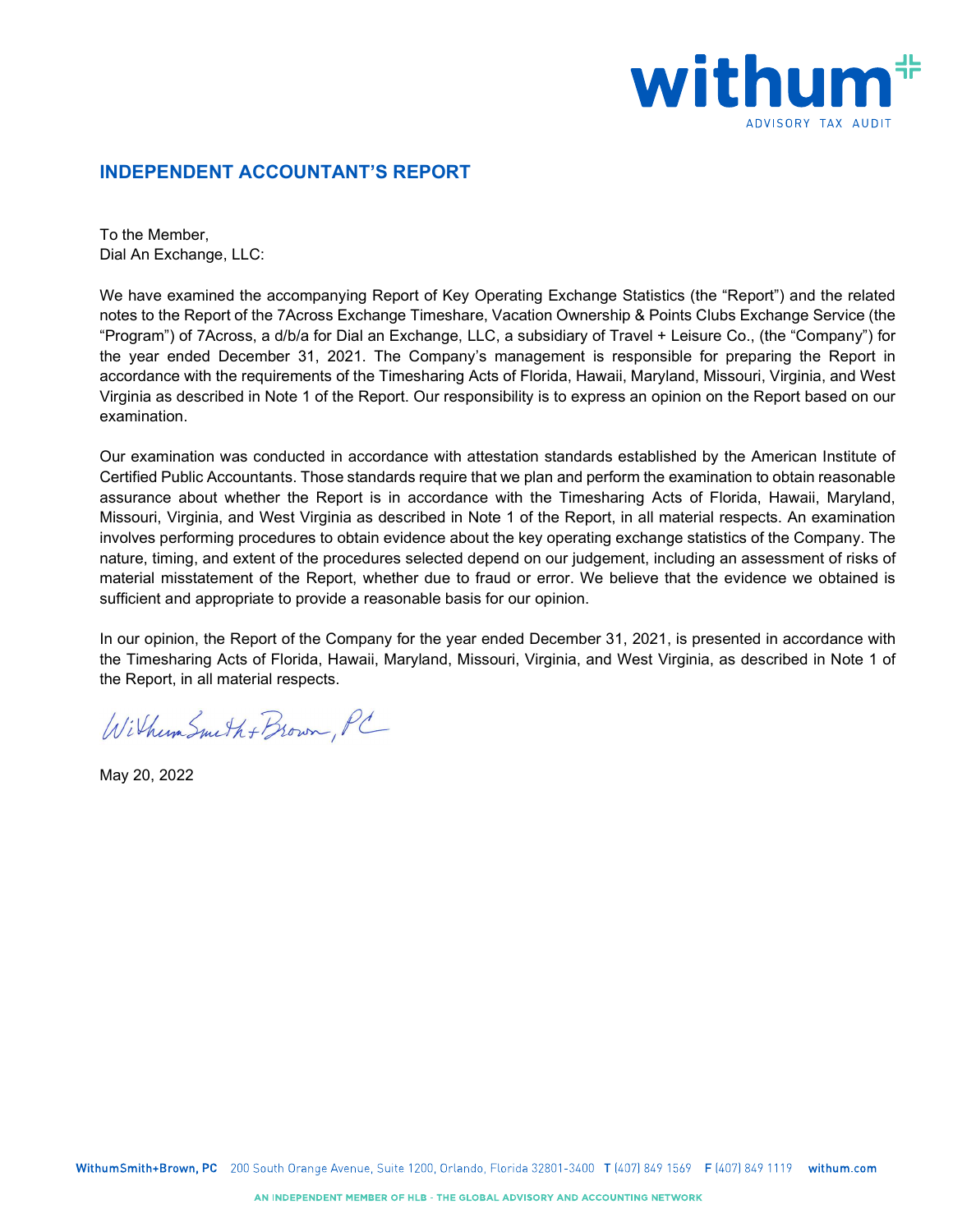withum

ADVISORY TAX AUDIT

## INDEPENDENT ACCOUNTANT'S REPORT

To the Member,
Dial An Exchange, LLC:

We have examined the accompanying Report of Key Operating Exchange Statistics (the "Report") and the related notes to the Report of the 7Across Exchange Timeshare, Vacation Ownership & Points Clubs Exchange Service (the "Program") of 7Across, a d/b/a for Dial an Exchange, LLC, a subsidiary of Travel + Leisure Co., (the "Company") for the year ended December 31, 2021. The Company's management is responsible for preparing the Report in accordance with the requirements of the Timesharing Acts of Florida, Hawaii, Maryland, Missouri, Virginia, and West Virginia as described in Note 1 of the Report. Our responsibility is to express an opinion on the Report based on our examination.

Our examination was conducted in accordance with attestation standards established by the American Institute of Certified Public Accountants. Those standards require that we plan and perform the examination to obtain reasonable assurance about whether the Report is in accordance with the Timesharing Acts of Florida, Hawaii, Maryland, Missouri, Virginia, and West Virginia as described in Note 1 of the Report, in all material respects. An examination involves performing procedures to obtain evidence about the key operating exchange statistics of the Company. The nature, timing, and extent of the procedures selected depend on our judgement, including an assessment of risks of material misstatement of the Report, whether due to fraud or error. We believe that the evidence we obtained is sufficient and appropriate to provide a reasonable basis for our opinion.

In our opinion, the Report of the Company for the year ended December 31, 2021, is presented in accordance with the Timesharing Acts of Florida, Hawaii, Maryland, Missouri, Virginia, and West Virginia, as described in Note 1 of the Report, in all material respects.

WithumSmith+Brown, PC

May 20, 2022

WithumSmith+Brown, PC 200 South Orange Avenue, Suite 1200, Orlando, Florida 32801-3400 T (407) 849 1569 F (407) 849 1119 withum.com

AN INDEPENDENT MEMBER OF HLB - THE GLOBAL ADVISORY AND ACCOUNTING NETWORK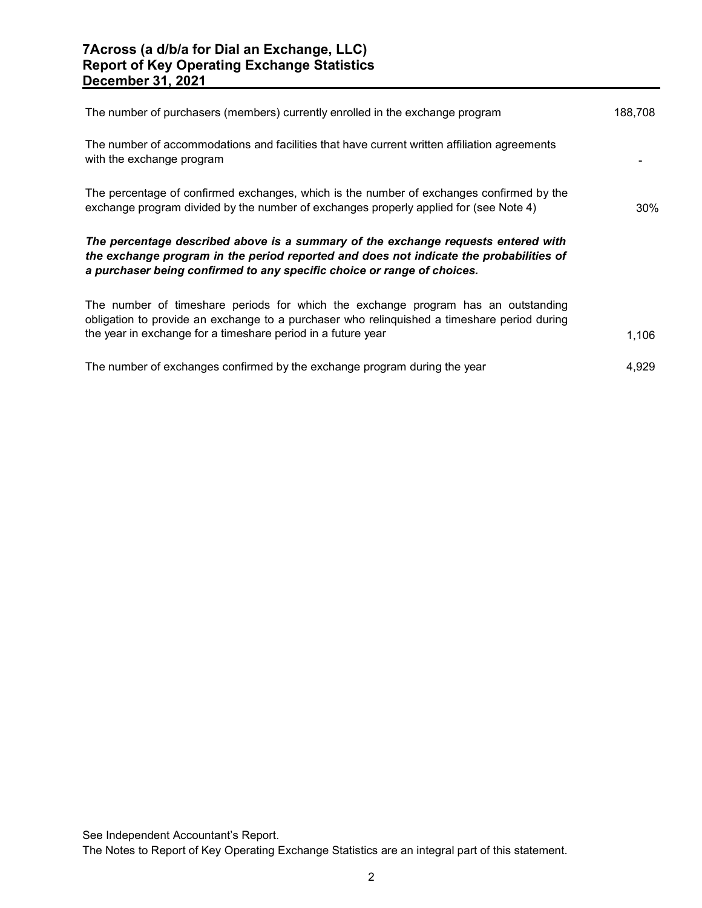# 7Across (a d/b/a for Dial an Exchange, LLC)
# Report of Key Operating Exchange Statistics
# December 31, 2021

| | |
|---|---|
| The number of purchasers (members) currently enrolled in the exchange program | 188,708 |
| The number of accommodations and facilities that have current written affiliation agreements with the exchange program | - |
| The percentage of confirmed exchanges, which is the number of exchanges confirmed by the exchange program divided by the number of exchanges properly applied for (see Note 4) | 30% |

***The percentage described above is a summary of the exchange requests entered with the exchange program in the period reported and does not indicate the probabilities of a purchaser being confirmed to any specific choice or range of choices.***

| | |
|---|---|
| The number of timeshare periods for which the exchange program has an outstanding obligation to provide an exchange to a purchaser who relinquished a timeshare period during the year in exchange for a timeshare period in a future year | 1,106 |
| The number of exchanges confirmed by the exchange program during the year | 4,929 |

See Independent Accountant's Report.
The Notes to Report of Key Operating Exchange Statistics are an integral part of this statement.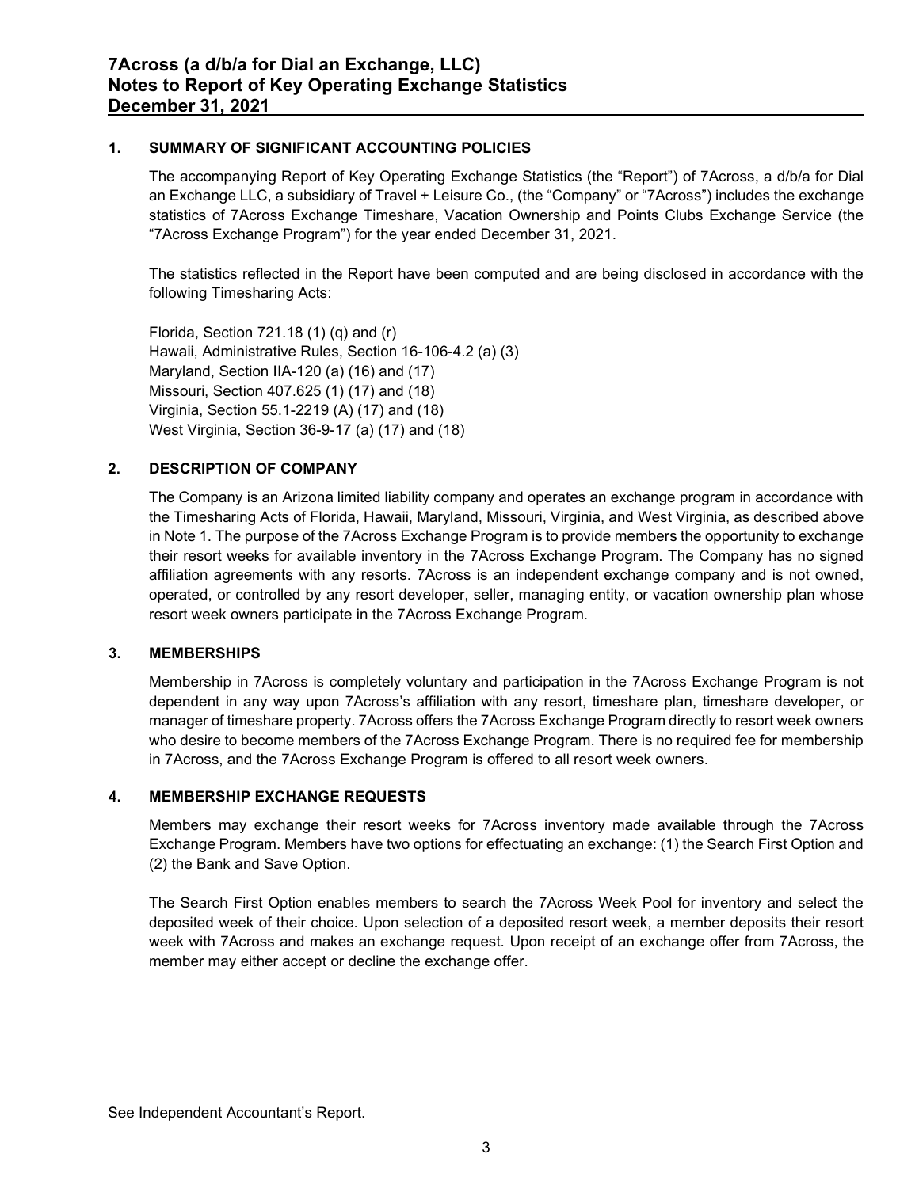# 7Across (a d/b/a for Dial an Exchange, LLC)
# Notes to Report of Key Operating Exchange Statistics
# December 31, 2021

## 1. SUMMARY OF SIGNIFICANT ACCOUNTING POLICIES

The accompanying Report of Key Operating Exchange Statistics (the "Report") of 7Across, a d/b/a for Dial an Exchange LLC, a subsidiary of Travel + Leisure Co., (the "Company" or "7Across") includes the exchange statistics of 7Across Exchange Timeshare, Vacation Ownership and Points Clubs Exchange Service (the "7Across Exchange Program") for the year ended December 31, 2021.

The statistics reflected in the Report have been computed and are being disclosed in accordance with the following Timesharing Acts:

Florida, Section 721.18 (1) (q) and (r)
Hawaii, Administrative Rules, Section 16-106-4.2 (a) (3)
Maryland, Section IIA-120 (a) (16) and (17)
Missouri, Section 407.625 (1) (17) and (18)
Virginia, Section 55.1-2219 (A) (17) and (18)
West Virginia, Section 36-9-17 (a) (17) and (18)

## 2. DESCRIPTION OF COMPANY

The Company is an Arizona limited liability company and operates an exchange program in accordance with the Timesharing Acts of Florida, Hawaii, Maryland, Missouri, Virginia, and West Virginia, as described above in Note 1. The purpose of the 7Across Exchange Program is to provide members the opportunity to exchange their resort weeks for available inventory in the 7Across Exchange Program. The Company has no signed affiliation agreements with any resorts. 7Across is an independent exchange company and is not owned, operated, or controlled by any resort developer, seller, managing entity, or vacation ownership plan whose resort week owners participate in the 7Across Exchange Program.

## 3. MEMBERSHIPS

Membership in 7Across is completely voluntary and participation in the 7Across Exchange Program is not dependent in any way upon 7Across's affiliation with any resort, timeshare plan, timeshare developer, or manager of timeshare property. 7Across offers the 7Across Exchange Program directly to resort week owners who desire to become members of the 7Across Exchange Program. There is no required fee for membership in 7Across, and the 7Across Exchange Program is offered to all resort week owners.

## 4. MEMBERSHIP EXCHANGE REQUESTS

Members may exchange their resort weeks for 7Across inventory made available through the 7Across Exchange Program. Members have two options for effectuating an exchange: (1) the Search First Option and (2) the Bank and Save Option.

The Search First Option enables members to search the 7Across Week Pool for inventory and select the deposited week of their choice. Upon selection of a deposited resort week, a member deposits their resort week with 7Across and makes an exchange request. Upon receipt of an exchange offer from 7Across, the member may either accept or decline the exchange offer.

See Independent Accountant's Report.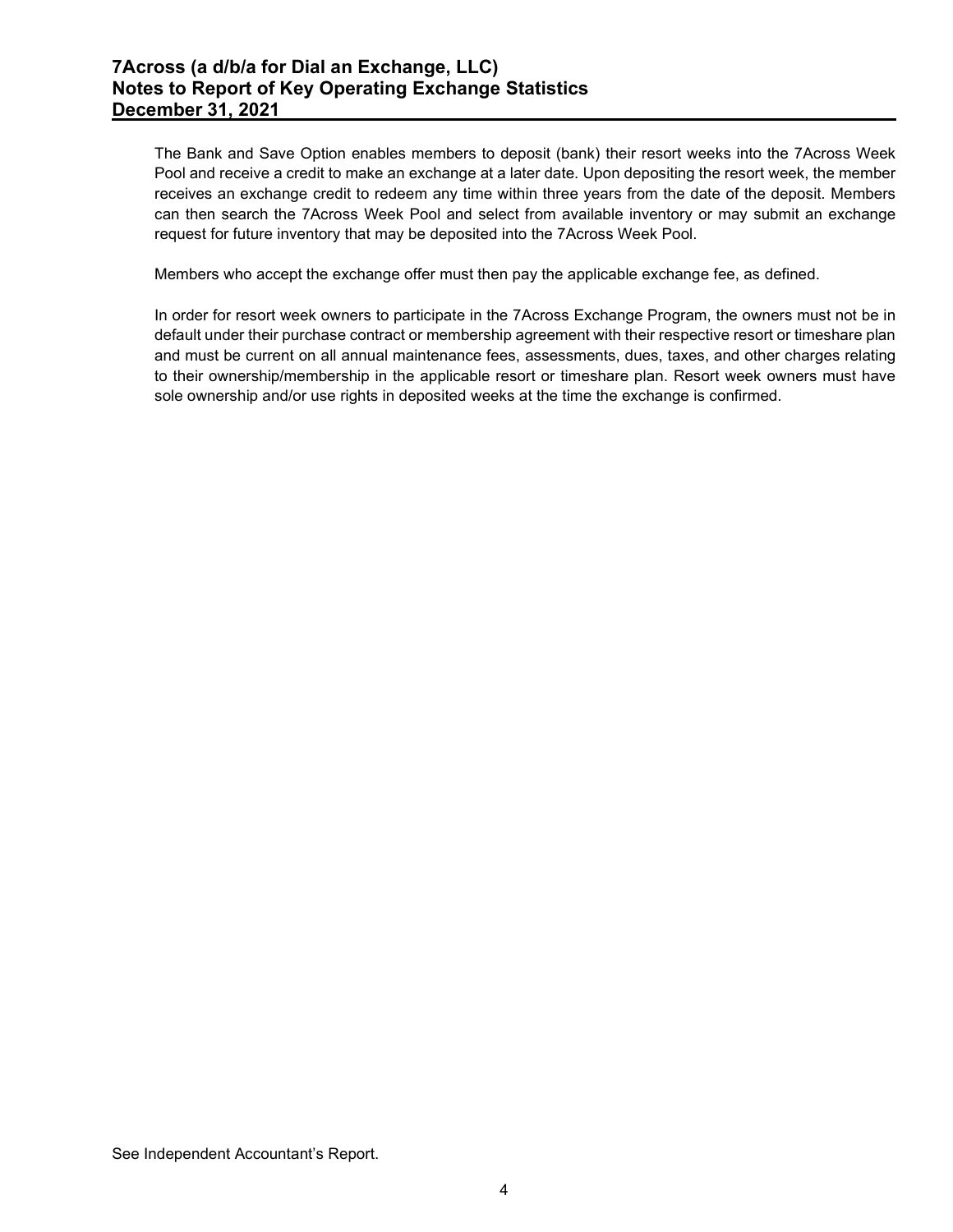The Bank and Save Option enables members to deposit (bank) their resort weeks into the 7Across Week Pool and receive a credit to make an exchange at a later date. Upon depositing the resort week, the member receives an exchange credit to redeem any time within three years from the date of the deposit. Members can then search the 7Across Week Pool and select from available inventory or may submit an exchange request for future inventory that may be deposited into the 7Across Week Pool.

Members who accept the exchange offer must then pay the applicable exchange fee, as defined.

In order for resort week owners to participate in the 7Across Exchange Program, the owners must not be in default under their purchase contract or membership agreement with their respective resort or timeshare plan and must be current on all annual maintenance fees, assessments, dues, taxes, and other charges relating to their ownership/membership in the applicable resort or timeshare plan. Resort week owners must have sole ownership and/or use rights in deposited weeks at the time the exchange is confirmed.

See Independent Accountant's Report.